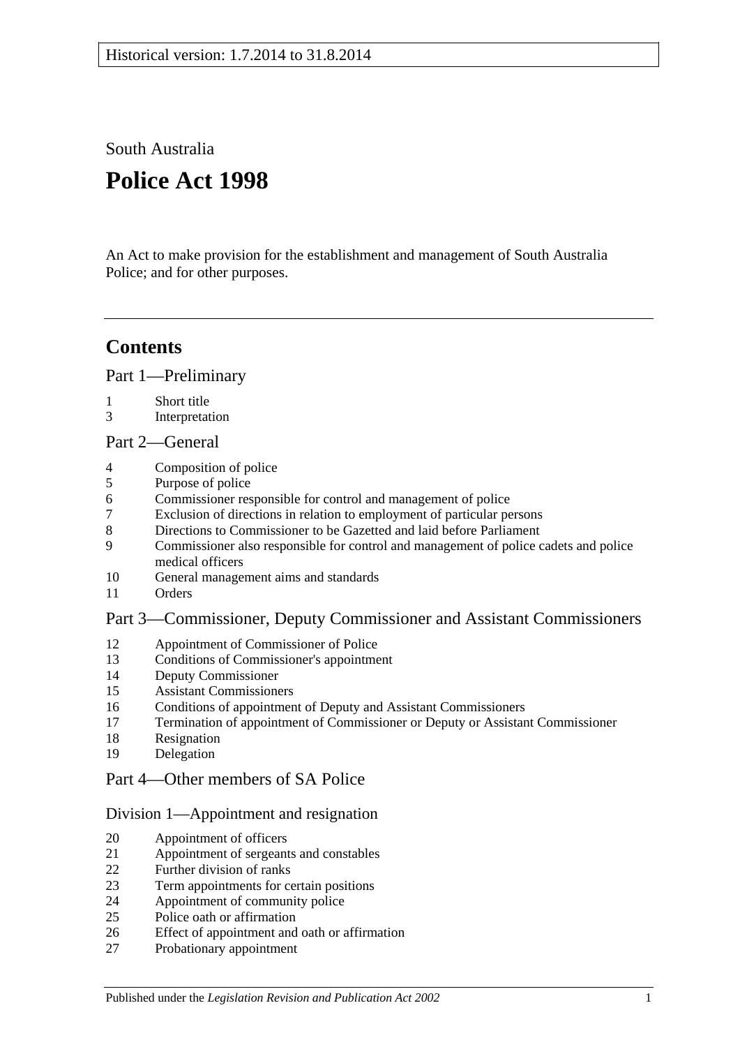Historical version: 1.7.2014 to 31.8.2014

South Australia

# Police Act 1998

An Act to make provision for the establishment and management of South Australia Police; and for other purposes.

## Contents

### Part 1—Preliminary

1 Short title
3 Interpretation

### Part 2—General

4 Composition of police
5 Purpose of police
6 Commissioner responsible for control and management of police
7 Exclusion of directions in relation to employment of particular persons
8 Directions to Commissioner to be Gazetted and laid before Parliament
9 Commissioner also responsible for control and management of police cadets and police medical officers
10 General management aims and standards
11 Orders

### Part 3—Commissioner, Deputy Commissioner and Assistant Commissioners

12 Appointment of Commissioner of Police
13 Conditions of Commissioner's appointment
14 Deputy Commissioner
15 Assistant Commissioners
16 Conditions of appointment of Deputy and Assistant Commissioners
17 Termination of appointment of Commissioner or Deputy or Assistant Commissioner
18 Resignation
19 Delegation

### Part 4—Other members of SA Police

#### Division 1—Appointment and resignation

20 Appointment of officers
21 Appointment of sergeants and constables
22 Further division of ranks
23 Term appointments for certain positions
24 Appointment of community police
25 Police oath or affirmation
26 Effect of appointment and oath or affirmation
27 Probationary appointment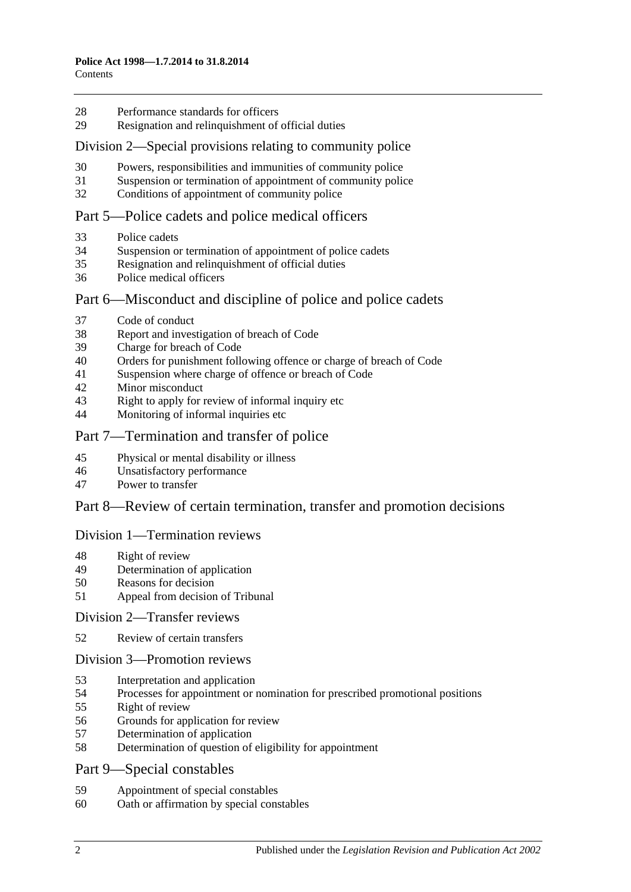28 Performance standards for officers
29 Resignation and relinquishment of official duties

## Division 2—Special provisions relating to community police

30 Powers, responsibilities and immunities of community police
31 Suspension or termination of appointment of community police
32 Conditions of appointment of community police

## Part 5—Police cadets and police medical officers

33 Police cadets
34 Suspension or termination of appointment of police cadets
35 Resignation and relinquishment of official duties
36 Police medical officers

## Part 6—Misconduct and discipline of police and police cadets

37 Code of conduct
38 Report and investigation of breach of Code
39 Charge for breach of Code
40 Orders for punishment following offence or charge of breach of Code
41 Suspension where charge of offence or breach of Code
42 Minor misconduct
43 Right to apply for review of informal inquiry etc
44 Monitoring of informal inquiries etc

## Part 7—Termination and transfer of police

45 Physical or mental disability or illness
46 Unsatisfactory performance
47 Power to transfer

## Part 8—Review of certain termination, transfer and promotion decisions

## Division 1—Termination reviews

48 Right of review
49 Determination of application
50 Reasons for decision
51 Appeal from decision of Tribunal

## Division 2—Transfer reviews

52 Review of certain transfers

## Division 3—Promotion reviews

53 Interpretation and application
54 Processes for appointment or nomination for prescribed promotional positions
55 Right of review
56 Grounds for application for review
57 Determination of application
58 Determination of question of eligibility for appointment

## Part 9—Special constables

59 Appointment of special constables
60 Oath or affirmation by special constables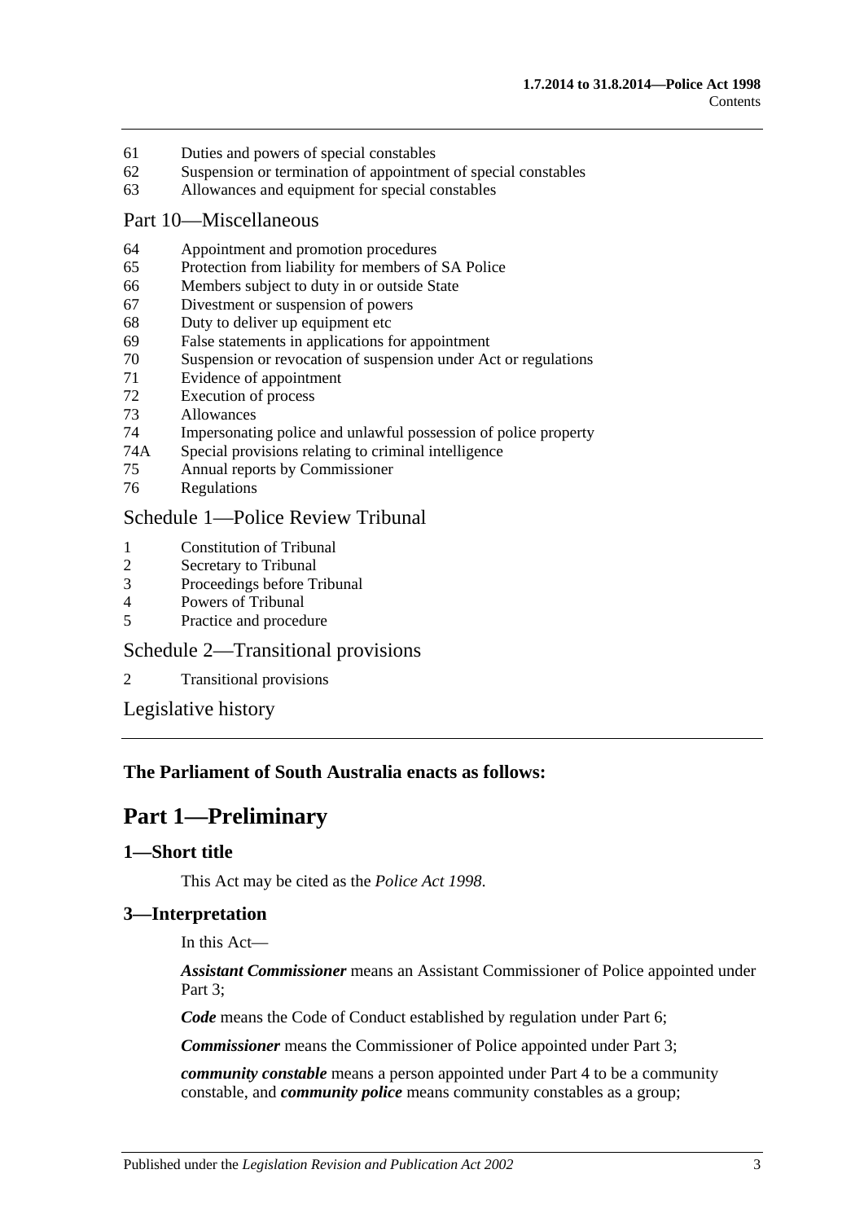61 Duties and powers of special constables
62 Suspension or termination of appointment of special constables
63 Allowances and equipment for special constables

Part 10—Miscellaneous

64 Appointment and promotion procedures
65 Protection from liability for members of SA Police
66 Members subject to duty in or outside State
67 Divestment or suspension of powers
68 Duty to deliver up equipment etc
69 False statements in applications for appointment
70 Suspension or revocation of suspension under Act or regulations
71 Evidence of appointment
72 Execution of process
73 Allowances
74 Impersonating police and unlawful possession of police property
74A Special provisions relating to criminal intelligence
75 Annual reports by Commissioner
76 Regulations

Schedule 1—Police Review Tribunal

1 Constitution of Tribunal
2 Secretary to Tribunal
3 Proceedings before Tribunal
4 Powers of Tribunal
5 Practice and procedure

Schedule 2—Transitional provisions

2 Transitional provisions

Legislative history

**The Parliament of South Australia enacts as follows:**

# Part 1—Preliminary

## 1—Short title

This Act may be cited as the *Police Act 1998*.

## 3—Interpretation

In this Act—

***Assistant Commissioner*** means an Assistant Commissioner of Police appointed under Part 3;

***Code*** means the Code of Conduct established by regulation under Part 6;

***Commissioner*** means the Commissioner of Police appointed under Part 3;

***community constable*** means a person appointed under Part 4 to be a community constable, and ***community police*** means community constables as a group;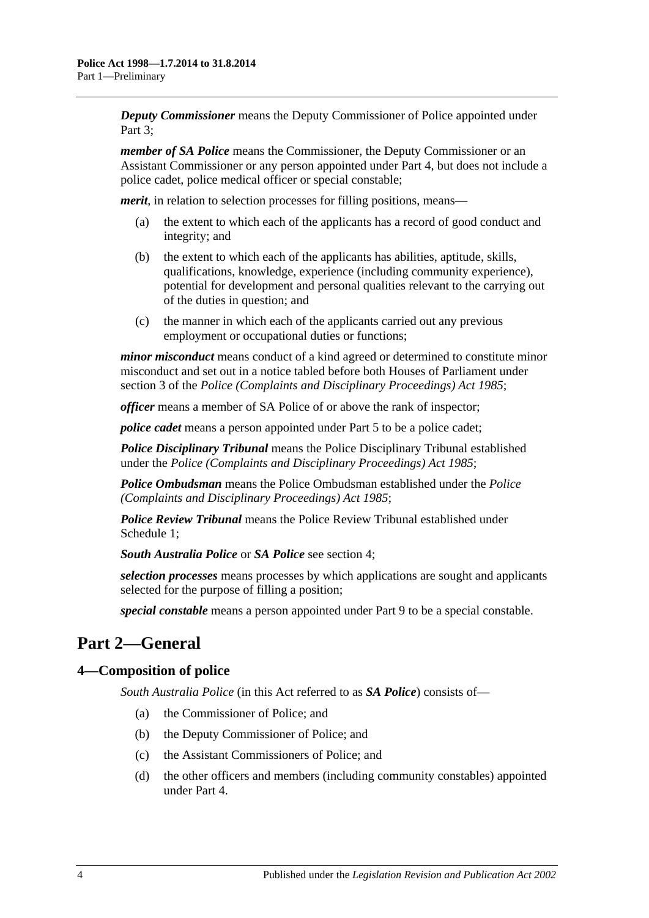***Deputy Commissioner*** means the Deputy Commissioner of Police appointed under Part 3;

***member of SA Police*** means the Commissioner, the Deputy Commissioner or an Assistant Commissioner or any person appointed under Part 4, but does not include a police cadet, police medical officer or special constable;

***merit***, in relation to selection processes for filling positions, means—

(a) the extent to which each of the applicants has a record of good conduct and integrity; and

(b) the extent to which each of the applicants has abilities, aptitude, skills, qualifications, knowledge, experience (including community experience), potential for development and personal qualities relevant to the carrying out of the duties in question; and

(c) the manner in which each of the applicants carried out any previous employment or occupational duties or functions;

***minor misconduct*** means conduct of a kind agreed or determined to constitute minor misconduct and set out in a notice tabled before both Houses of Parliament under section 3 of the *Police (Complaints and Disciplinary Proceedings) Act 1985*;

***officer*** means a member of SA Police of or above the rank of inspector;

***police cadet*** means a person appointed under Part 5 to be a police cadet;

***Police Disciplinary Tribunal*** means the Police Disciplinary Tribunal established under the *Police (Complaints and Disciplinary Proceedings) Act 1985*;

***Police Ombudsman*** means the Police Ombudsman established under the *Police (Complaints and Disciplinary Proceedings) Act 1985*;

***Police Review Tribunal*** means the Police Review Tribunal established under Schedule 1;

***South Australia Police*** or ***SA Police*** see section 4;

***selection processes*** means processes by which applications are sought and applicants selected for the purpose of filling a position;

***special constable*** means a person appointed under Part 9 to be a special constable.

# Part 2—General

## 4—Composition of police

*South Australia Police* (in this Act referred to as ***SA Police***) consists of—

(a) the Commissioner of Police; and

(b) the Deputy Commissioner of Police; and

(c) the Assistant Commissioners of Police; and

(d) the other officers and members (including community constables) appointed under Part 4.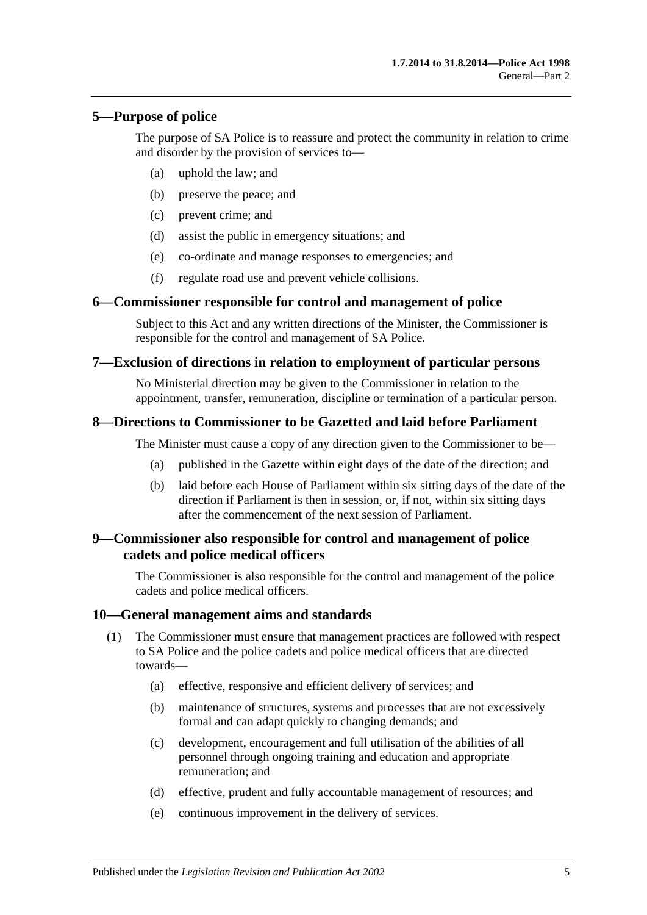## 5—Purpose of police

The purpose of SA Police is to reassure and protect the community in relation to crime and disorder by the provision of services to—

(a) uphold the law; and

(b) preserve the peace; and

(c) prevent crime; and

(d) assist the public in emergency situations; and

(e) co-ordinate and manage responses to emergencies; and

(f) regulate road use and prevent vehicle collisions.

## 6—Commissioner responsible for control and management of police

Subject to this Act and any written directions of the Minister, the Commissioner is responsible for the control and management of SA Police.

## 7—Exclusion of directions in relation to employment of particular persons

No Ministerial direction may be given to the Commissioner in relation to the appointment, transfer, remuneration, discipline or termination of a particular person.

## 8—Directions to Commissioner to be Gazetted and laid before Parliament

The Minister must cause a copy of any direction given to the Commissioner to be—

(a) published in the Gazette within eight days of the date of the direction; and

(b) laid before each House of Parliament within six sitting days of the date of the direction if Parliament is then in session, or, if not, within six sitting days after the commencement of the next session of Parliament.

## 9—Commissioner also responsible for control and management of police cadets and police medical officers

The Commissioner is also responsible for the control and management of the police cadets and police medical officers.

## 10—General management aims and standards

(1) The Commissioner must ensure that management practices are followed with respect to SA Police and the police cadets and police medical officers that are directed towards—

(a) effective, responsive and efficient delivery of services; and

(b) maintenance of structures, systems and processes that are not excessively formal and can adapt quickly to changing demands; and

(c) development, encouragement and full utilisation of the abilities of all personnel through ongoing training and education and appropriate remuneration; and

(d) effective, prudent and fully accountable management of resources; and

(e) continuous improvement in the delivery of services.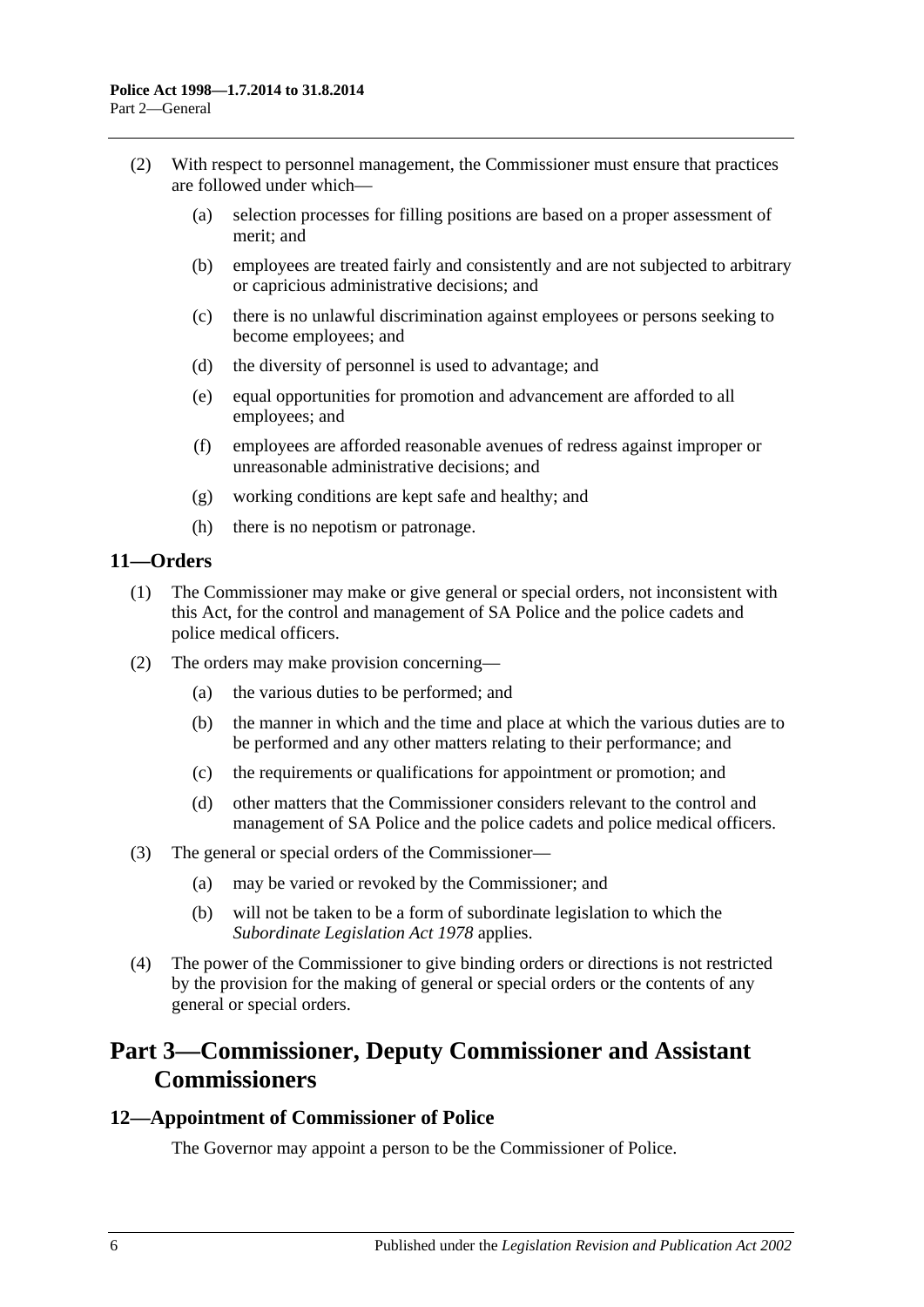(2) With respect to personnel management, the Commissioner must ensure that practices are followed under which—

(a) selection processes for filling positions are based on a proper assessment of merit; and

(b) employees are treated fairly and consistently and are not subjected to arbitrary or capricious administrative decisions; and

(c) there is no unlawful discrimination against employees or persons seeking to become employees; and

(d) the diversity of personnel is used to advantage; and

(e) equal opportunities for promotion and advancement are afforded to all employees; and

(f) employees are afforded reasonable avenues of redress against improper or unreasonable administrative decisions; and

(g) working conditions are kept safe and healthy; and

(h) there is no nepotism or patronage.

## 11—Orders

(1) The Commissioner may make or give general or special orders, not inconsistent with this Act, for the control and management of SA Police and the police cadets and police medical officers.

(2) The orders may make provision concerning—

(a) the various duties to be performed; and

(b) the manner in which and the time and place at which the various duties are to be performed and any other matters relating to their performance; and

(c) the requirements or qualifications for appointment or promotion; and

(d) other matters that the Commissioner considers relevant to the control and management of SA Police and the police cadets and police medical officers.

(3) The general or special orders of the Commissioner—

(a) may be varied or revoked by the Commissioner; and

(b) will not be taken to be a form of subordinate legislation to which the *Subordinate Legislation Act 1978* applies.

(4) The power of the Commissioner to give binding orders or directions is not restricted by the provision for the making of general or special orders or the contents of any general or special orders.

# Part 3—Commissioner, Deputy Commissioner and Assistant Commissioners

## 12—Appointment of Commissioner of Police

The Governor may appoint a person to be the Commissioner of Police.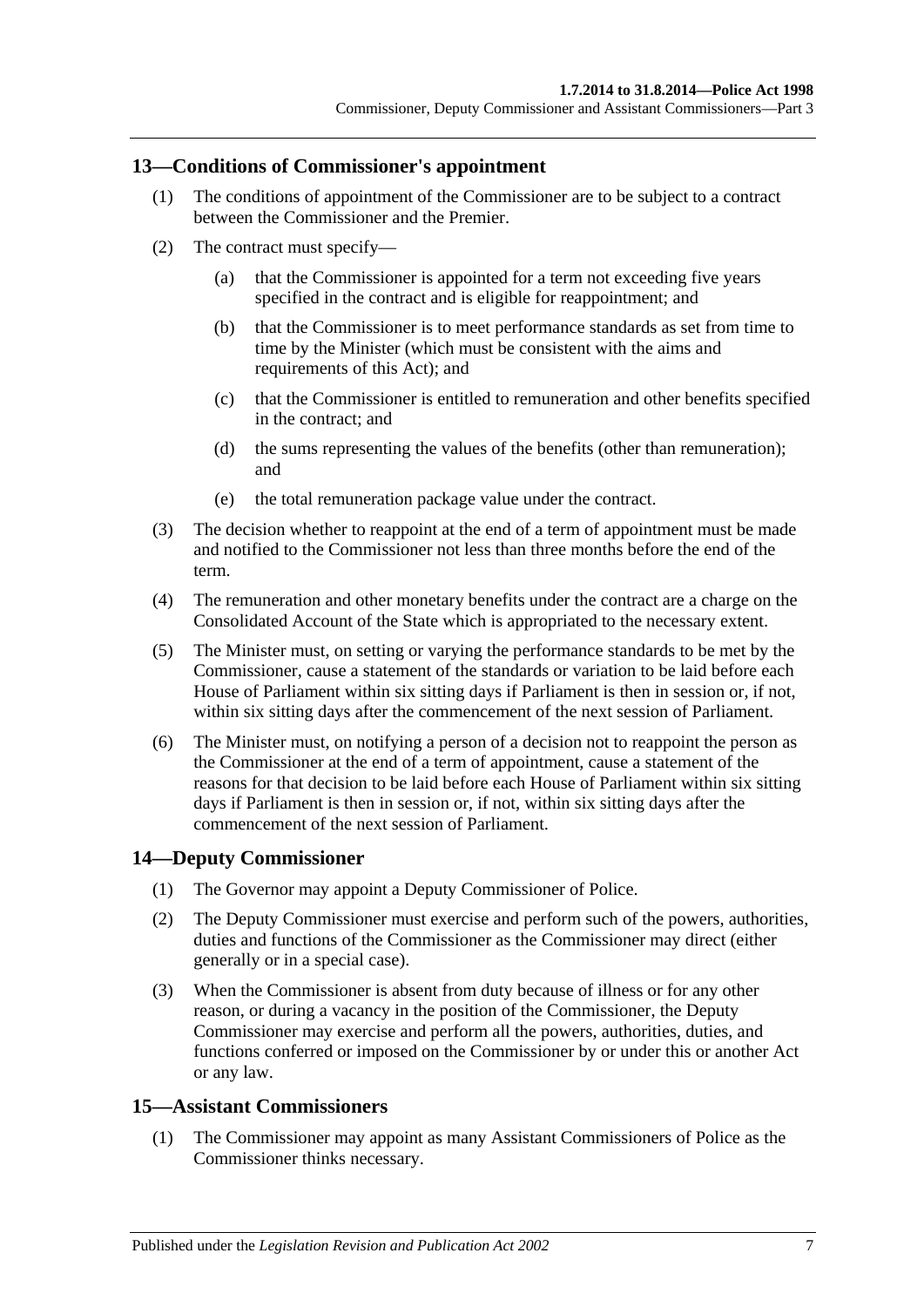## 13—Conditions of Commissioner's appointment

(1) The conditions of appointment of the Commissioner are to be subject to a contract between the Commissioner and the Premier.

(2) The contract must specify—

- (a) that the Commissioner is appointed for a term not exceeding five years specified in the contract and is eligible for reappointment; and
- (b) that the Commissioner is to meet performance standards as set from time to time by the Minister (which must be consistent with the aims and requirements of this Act); and
- (c) that the Commissioner is entitled to remuneration and other benefits specified in the contract; and
- (d) the sums representing the values of the benefits (other than remuneration); and
- (e) the total remuneration package value under the contract.

(3) The decision whether to reappoint at the end of a term of appointment must be made and notified to the Commissioner not less than three months before the end of the term.

(4) The remuneration and other monetary benefits under the contract are a charge on the Consolidated Account of the State which is appropriated to the necessary extent.

(5) The Minister must, on setting or varying the performance standards to be met by the Commissioner, cause a statement of the standards or variation to be laid before each House of Parliament within six sitting days if Parliament is then in session or, if not, within six sitting days after the commencement of the next session of Parliament.

(6) The Minister must, on notifying a person of a decision not to reappoint the person as the Commissioner at the end of a term of appointment, cause a statement of the reasons for that decision to be laid before each House of Parliament within six sitting days if Parliament is then in session or, if not, within six sitting days after the commencement of the next session of Parliament.

## 14—Deputy Commissioner

(1) The Governor may appoint a Deputy Commissioner of Police.

(2) The Deputy Commissioner must exercise and perform such of the powers, authorities, duties and functions of the Commissioner as the Commissioner may direct (either generally or in a special case).

(3) When the Commissioner is absent from duty because of illness or for any other reason, or during a vacancy in the position of the Commissioner, the Deputy Commissioner may exercise and perform all the powers, authorities, duties, and functions conferred or imposed on the Commissioner by or under this or another Act or any law.

## 15—Assistant Commissioners

(1) The Commissioner may appoint as many Assistant Commissioners of Police as the Commissioner thinks necessary.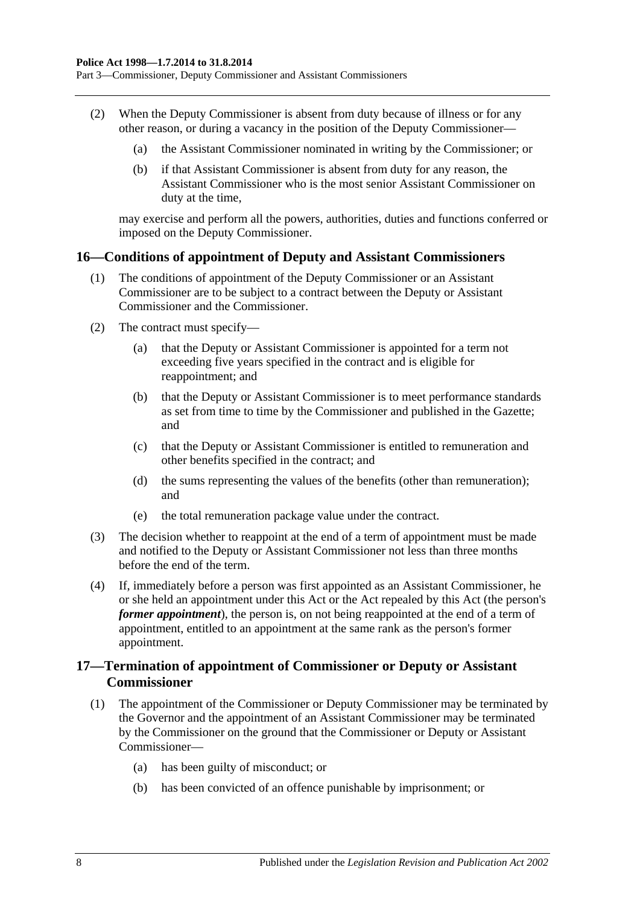(2) When the Deputy Commissioner is absent from duty because of illness or for any other reason, or during a vacancy in the position of the Deputy Commissioner—

(a) the Assistant Commissioner nominated in writing by the Commissioner; or

(b) if that Assistant Commissioner is absent from duty for any reason, the Assistant Commissioner who is the most senior Assistant Commissioner on duty at the time,

may exercise and perform all the powers, authorities, duties and functions conferred or imposed on the Deputy Commissioner.

## 16—Conditions of appointment of Deputy and Assistant Commissioners

(1) The conditions of appointment of the Deputy Commissioner or an Assistant Commissioner are to be subject to a contract between the Deputy or Assistant Commissioner and the Commissioner.

(2) The contract must specify—

(a) that the Deputy or Assistant Commissioner is appointed for a term not exceeding five years specified in the contract and is eligible for reappointment; and

(b) that the Deputy or Assistant Commissioner is to meet performance standards as set from time to time by the Commissioner and published in the Gazette; and

(c) that the Deputy or Assistant Commissioner is entitled to remuneration and other benefits specified in the contract; and

(d) the sums representing the values of the benefits (other than remuneration); and

(e) the total remuneration package value under the contract.

(3) The decision whether to reappoint at the end of a term of appointment must be made and notified to the Deputy or Assistant Commissioner not less than three months before the end of the term.

(4) If, immediately before a person was first appointed as an Assistant Commissioner, he or she held an appointment under this Act or the Act repealed by this Act (the person's ***former appointment***), the person is, on not being reappointed at the end of a term of appointment, entitled to an appointment at the same rank as the person's former appointment.

## 17—Termination of appointment of Commissioner or Deputy or Assistant Commissioner

(1) The appointment of the Commissioner or Deputy Commissioner may be terminated by the Governor and the appointment of an Assistant Commissioner may be terminated by the Commissioner on the ground that the Commissioner or Deputy or Assistant Commissioner—

(a) has been guilty of misconduct; or

(b) has been convicted of an offence punishable by imprisonment; or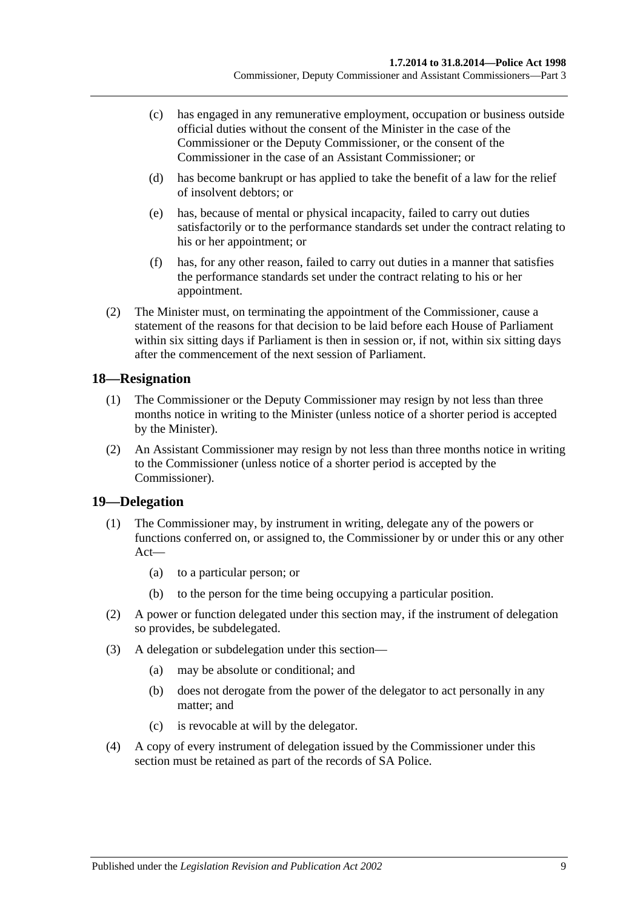(c) has engaged in any remunerative employment, occupation or business outside official duties without the consent of the Minister in the case of the Commissioner or the Deputy Commissioner, or the consent of the Commissioner in the case of an Assistant Commissioner; or

(d) has become bankrupt or has applied to take the benefit of a law for the relief of insolvent debtors; or

(e) has, because of mental or physical incapacity, failed to carry out duties satisfactorily or to the performance standards set under the contract relating to his or her appointment; or

(f) has, for any other reason, failed to carry out duties in a manner that satisfies the performance standards set under the contract relating to his or her appointment.

(2) The Minister must, on terminating the appointment of the Commissioner, cause a statement of the reasons for that decision to be laid before each House of Parliament within six sitting days if Parliament is then in session or, if not, within six sitting days after the commencement of the next session of Parliament.

## 18—Resignation

(1) The Commissioner or the Deputy Commissioner may resign by not less than three months notice in writing to the Minister (unless notice of a shorter period is accepted by the Minister).

(2) An Assistant Commissioner may resign by not less than three months notice in writing to the Commissioner (unless notice of a shorter period is accepted by the Commissioner).

## 19—Delegation

(1) The Commissioner may, by instrument in writing, delegate any of the powers or functions conferred on, or assigned to, the Commissioner by or under this or any other Act—

(a) to a particular person; or

(b) to the person for the time being occupying a particular position.

(2) A power or function delegated under this section may, if the instrument of delegation so provides, be subdelegated.

(3) A delegation or subdelegation under this section—

(a) may be absolute or conditional; and

(b) does not derogate from the power of the delegator to act personally in any matter; and

(c) is revocable at will by the delegator.

(4) A copy of every instrument of delegation issued by the Commissioner under this section must be retained as part of the records of SA Police.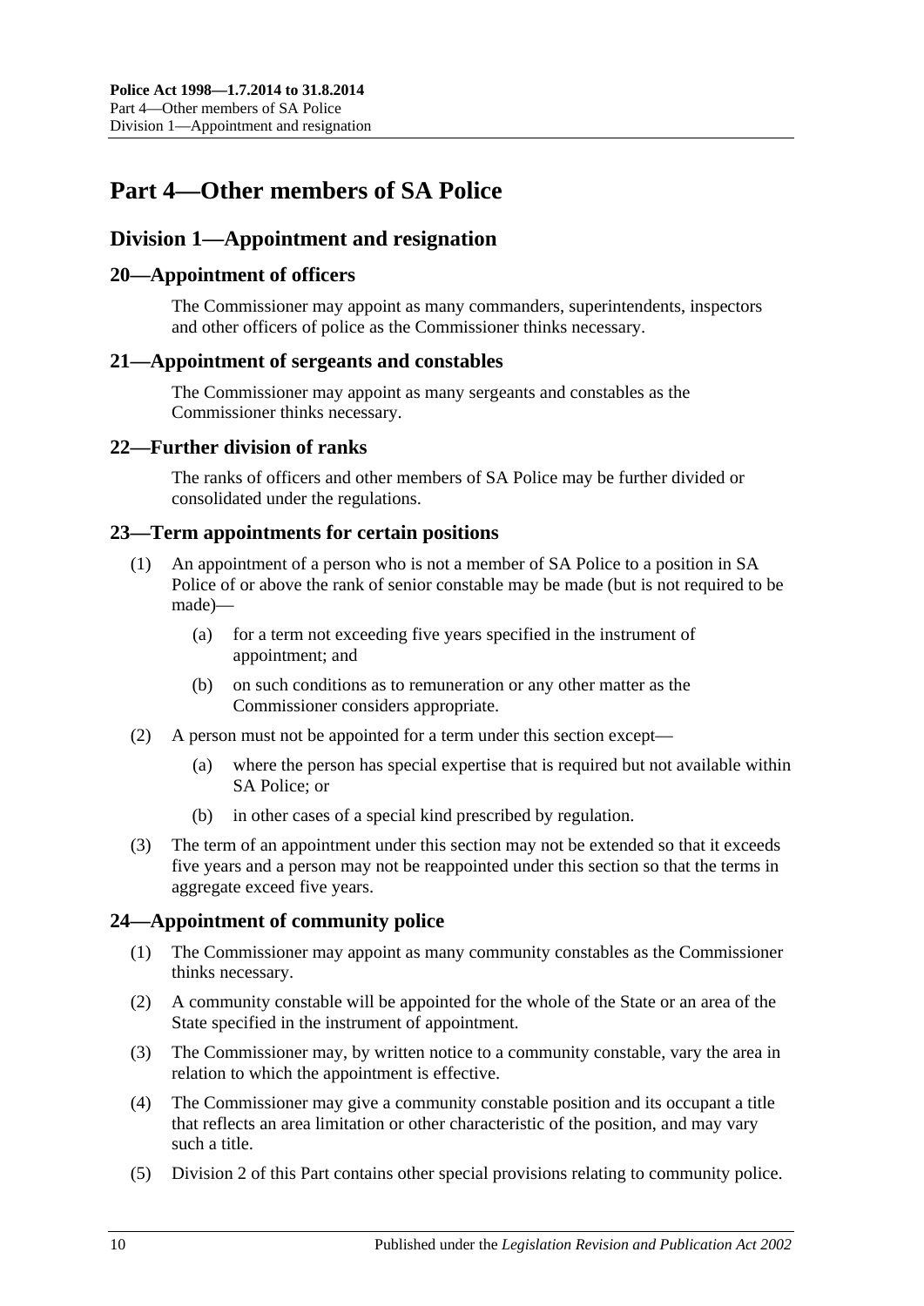# Part 4—Other members of SA Police

## Division 1—Appointment and resignation

### 20—Appointment of officers

The Commissioner may appoint as many commanders, superintendents, inspectors and other officers of police as the Commissioner thinks necessary.

### 21—Appointment of sergeants and constables

The Commissioner may appoint as many sergeants and constables as the Commissioner thinks necessary.

### 22—Further division of ranks

The ranks of officers and other members of SA Police may be further divided or consolidated under the regulations.

### 23—Term appointments for certain positions

(1) An appointment of a person who is not a member of SA Police to a position in SA Police of or above the rank of senior constable may be made (but is not required to be made)—

(a) for a term not exceeding five years specified in the instrument of appointment; and

(b) on such conditions as to remuneration or any other matter as the Commissioner considers appropriate.

(2) A person must not be appointed for a term under this section except—

(a) where the person has special expertise that is required but not available within SA Police; or

(b) in other cases of a special kind prescribed by regulation.

(3) The term of an appointment under this section may not be extended so that it exceeds five years and a person may not be reappointed under this section so that the terms in aggregate exceed five years.

### 24—Appointment of community police

(1) The Commissioner may appoint as many community constables as the Commissioner thinks necessary.

(2) A community constable will be appointed for the whole of the State or an area of the State specified in the instrument of appointment.

(3) The Commissioner may, by written notice to a community constable, vary the area in relation to which the appointment is effective.

(4) The Commissioner may give a community constable position and its occupant a title that reflects an area limitation or other characteristic of the position, and may vary such a title.

(5) Division 2 of this Part contains other special provisions relating to community police.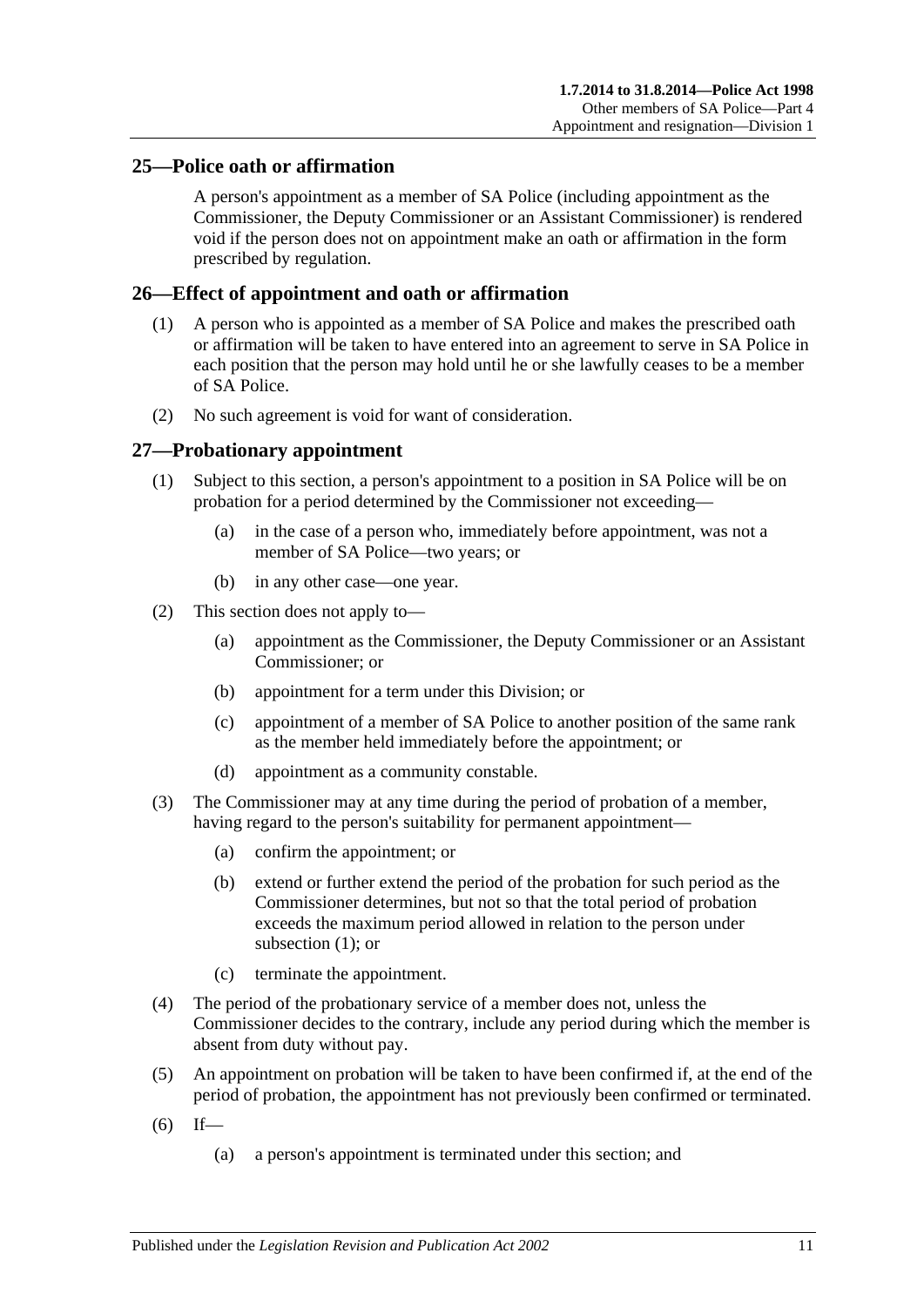## 25—Police oath or affirmation

A person's appointment as a member of SA Police (including appointment as the Commissioner, the Deputy Commissioner or an Assistant Commissioner) is rendered void if the person does not on appointment make an oath or affirmation in the form prescribed by regulation.

## 26—Effect of appointment and oath or affirmation

(1) A person who is appointed as a member of SA Police and makes the prescribed oath or affirmation will be taken to have entered into an agreement to serve in SA Police in each position that the person may hold until he or she lawfully ceases to be a member of SA Police.

(2) No such agreement is void for want of consideration.

## 27—Probationary appointment

(1) Subject to this section, a person's appointment to a position in SA Police will be on probation for a period determined by the Commissioner not exceeding—

   (a) in the case of a person who, immediately before appointment, was not a member of SA Police—two years; or

   (b) in any other case—one year.

(2) This section does not apply to—

   (a) appointment as the Commissioner, the Deputy Commissioner or an Assistant Commissioner; or

   (b) appointment for a term under this Division; or

   (c) appointment of a member of SA Police to another position of the same rank as the member held immediately before the appointment; or

   (d) appointment as a community constable.

(3) The Commissioner may at any time during the period of probation of a member, having regard to the person's suitability for permanent appointment—

   (a) confirm the appointment; or

   (b) extend or further extend the period of the probation for such period as the Commissioner determines, but not so that the total period of probation exceeds the maximum period allowed in relation to the person under subsection (1); or

   (c) terminate the appointment.

(4) The period of the probationary service of a member does not, unless the Commissioner decides to the contrary, include any period during which the member is absent from duty without pay.

(5) An appointment on probation will be taken to have been confirmed if, at the end of the period of probation, the appointment has not previously been confirmed or terminated.

(6) If—

   (a) a person's appointment is terminated under this section; and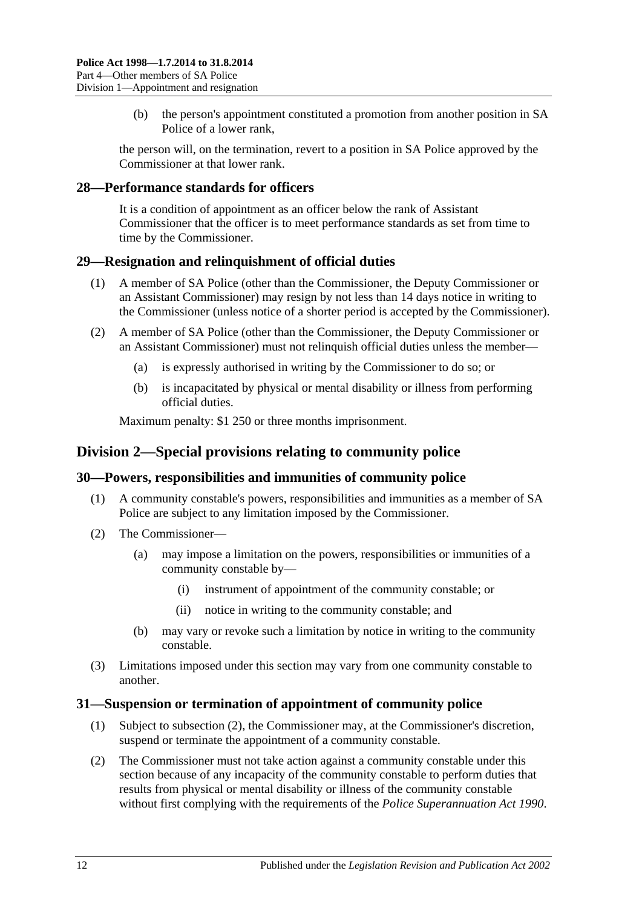(b) the person's appointment constituted a promotion from another position in SA Police of a lower rank,

the person will, on the termination, revert to a position in SA Police approved by the Commissioner at that lower rank.

## 28—Performance standards for officers

It is a condition of appointment as an officer below the rank of Assistant Commissioner that the officer is to meet performance standards as set from time to time by the Commissioner.

## 29—Resignation and relinquishment of official duties

(1) A member of SA Police (other than the Commissioner, the Deputy Commissioner or an Assistant Commissioner) may resign by not less than 14 days notice in writing to the Commissioner (unless notice of a shorter period is accepted by the Commissioner).

(2) A member of SA Police (other than the Commissioner, the Deputy Commissioner or an Assistant Commissioner) must not relinquish official duties unless the member—

(a) is expressly authorised in writing by the Commissioner to do so; or

(b) is incapacitated by physical or mental disability or illness from performing official duties.

Maximum penalty: $1 250 or three months imprisonment.

# Division 2—Special provisions relating to community police

## 30—Powers, responsibilities and immunities of community police

(1) A community constable's powers, responsibilities and immunities as a member of SA Police are subject to any limitation imposed by the Commissioner.

(2) The Commissioner—

(a) may impose a limitation on the powers, responsibilities or immunities of a community constable by—

(i) instrument of appointment of the community constable; or

(ii) notice in writing to the community constable; and

(b) may vary or revoke such a limitation by notice in writing to the community constable.

(3) Limitations imposed under this section may vary from one community constable to another.

## 31—Suspension or termination of appointment of community police

(1) Subject to subsection (2), the Commissioner may, at the Commissioner's discretion, suspend or terminate the appointment of a community constable.

(2) The Commissioner must not take action against a community constable under this section because of any incapacity of the community constable to perform duties that results from physical or mental disability or illness of the community constable without first complying with the requirements of the *Police Superannuation Act 1990*.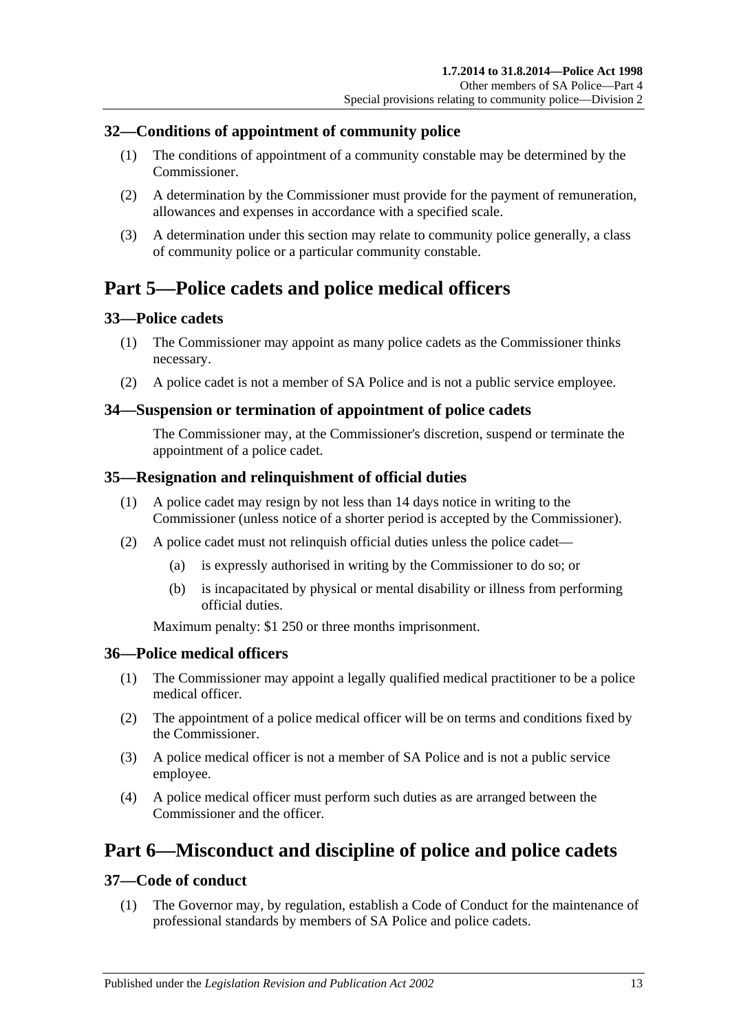### 32—Conditions of appointment of community police

(1) The conditions of appointment of a community constable may be determined by the Commissioner.

(2) A determination by the Commissioner must provide for the payment of remuneration, allowances and expenses in accordance with a specified scale.

(3) A determination under this section may relate to community police generally, a class of community police or a particular community constable.

## Part 5—Police cadets and police medical officers

### 33—Police cadets

(1) The Commissioner may appoint as many police cadets as the Commissioner thinks necessary.

(2) A police cadet is not a member of SA Police and is not a public service employee.

### 34—Suspension or termination of appointment of police cadets

The Commissioner may, at the Commissioner's discretion, suspend or terminate the appointment of a police cadet.

### 35—Resignation and relinquishment of official duties

(1) A police cadet may resign by not less than 14 days notice in writing to the Commissioner (unless notice of a shorter period is accepted by the Commissioner).

(2) A police cadet must not relinquish official duties unless the police cadet—

(a) is expressly authorised in writing by the Commissioner to do so; or

(b) is incapacitated by physical or mental disability or illness from performing official duties.

Maximum penalty: $1 250 or three months imprisonment.

### 36—Police medical officers

(1) The Commissioner may appoint a legally qualified medical practitioner to be a police medical officer.

(2) The appointment of a police medical officer will be on terms and conditions fixed by the Commissioner.

(3) A police medical officer is not a member of SA Police and is not a public service employee.

(4) A police medical officer must perform such duties as are arranged between the Commissioner and the officer.

## Part 6—Misconduct and discipline of police and police cadets

### 37—Code of conduct

(1) The Governor may, by regulation, establish a Code of Conduct for the maintenance of professional standards by members of SA Police and police cadets.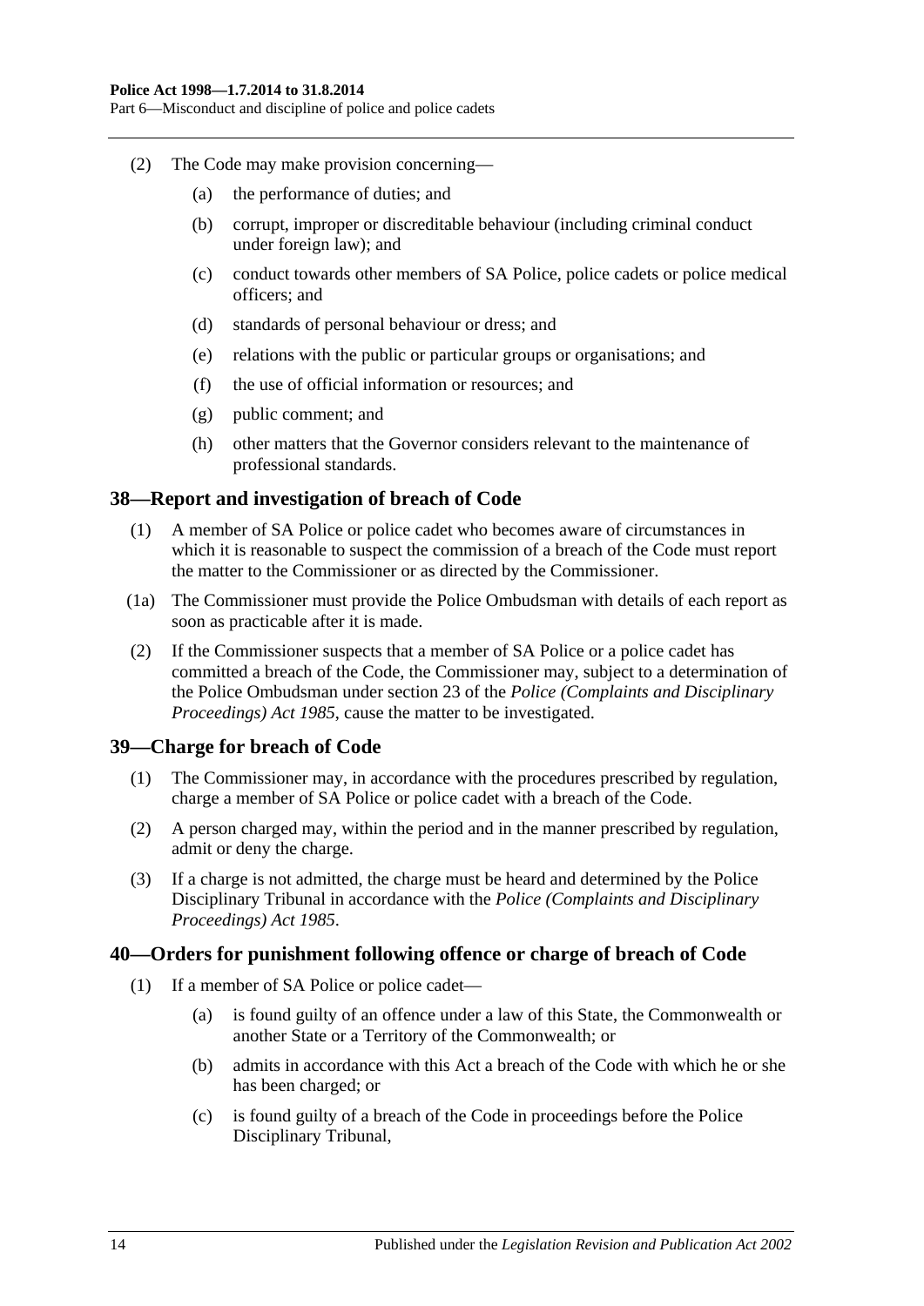(2) The Code may make provision concerning—

(a) the performance of duties; and

(b) corrupt, improper or discreditable behaviour (including criminal conduct under foreign law); and

(c) conduct towards other members of SA Police, police cadets or police medical officers; and

(d) standards of personal behaviour or dress; and

(e) relations with the public or particular groups or organisations; and

(f) the use of official information or resources; and

(g) public comment; and

(h) other matters that the Governor considers relevant to the maintenance of professional standards.

## 38—Report and investigation of breach of Code

(1) A member of SA Police or police cadet who becomes aware of circumstances in which it is reasonable to suspect the commission of a breach of the Code must report the matter to the Commissioner or as directed by the Commissioner.

(1a) The Commissioner must provide the Police Ombudsman with details of each report as soon as practicable after it is made.

(2) If the Commissioner suspects that a member of SA Police or a police cadet has committed a breach of the Code, the Commissioner may, subject to a determination of the Police Ombudsman under section 23 of the *Police (Complaints and Disciplinary Proceedings) Act 1985*, cause the matter to be investigated.

## 39—Charge for breach of Code

(1) The Commissioner may, in accordance with the procedures prescribed by regulation, charge a member of SA Police or police cadet with a breach of the Code.

(2) A person charged may, within the period and in the manner prescribed by regulation, admit or deny the charge.

(3) If a charge is not admitted, the charge must be heard and determined by the Police Disciplinary Tribunal in accordance with the *Police (Complaints and Disciplinary Proceedings) Act 1985*.

## 40—Orders for punishment following offence or charge of breach of Code

(1) If a member of SA Police or police cadet—

(a) is found guilty of an offence under a law of this State, the Commonwealth or another State or a Territory of the Commonwealth; or

(b) admits in accordance with this Act a breach of the Code with which he or she has been charged; or

(c) is found guilty of a breach of the Code in proceedings before the Police Disciplinary Tribunal,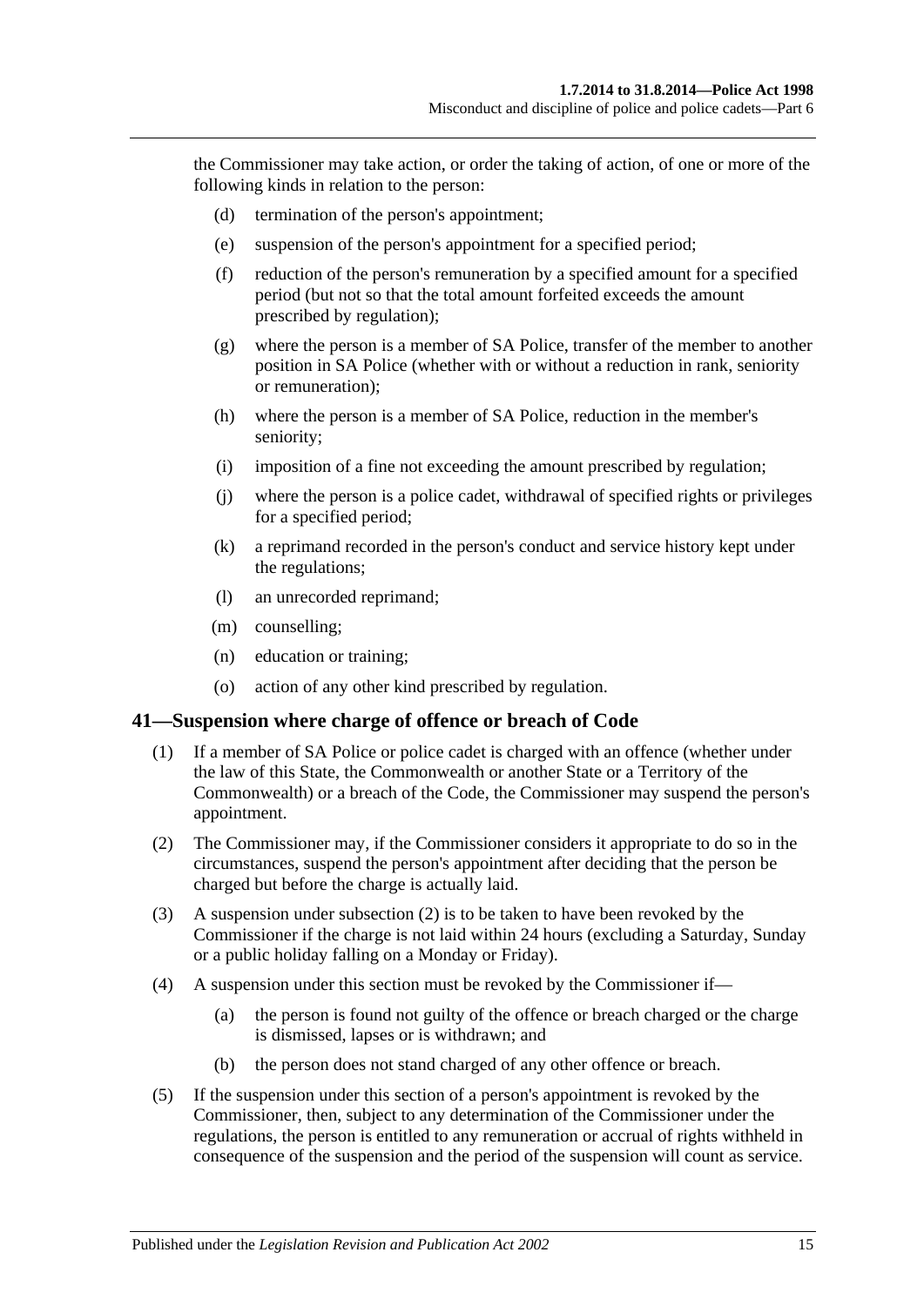the Commissioner may take action, or order the taking of action, of one or more of the following kinds in relation to the person:

- (d) termination of the person's appointment;
- (e) suspension of the person's appointment for a specified period;
- (f) reduction of the person's remuneration by a specified amount for a specified period (but not so that the total amount forfeited exceeds the amount prescribed by regulation);
- (g) where the person is a member of SA Police, transfer of the member to another position in SA Police (whether with or without a reduction in rank, seniority or remuneration);
- (h) where the person is a member of SA Police, reduction in the member's seniority;
- (i) imposition of a fine not exceeding the amount prescribed by regulation;
- (j) where the person is a police cadet, withdrawal of specified rights or privileges for a specified period;
- (k) a reprimand recorded in the person's conduct and service history kept under the regulations;
- (l) an unrecorded reprimand;
- (m) counselling;
- (n) education or training;
- (o) action of any other kind prescribed by regulation.

## 41—Suspension where charge of offence or breach of Code

(1) If a member of SA Police or police cadet is charged with an offence (whether under the law of this State, the Commonwealth or another State or a Territory of the Commonwealth) or a breach of the Code, the Commissioner may suspend the person's appointment.

(2) The Commissioner may, if the Commissioner considers it appropriate to do so in the circumstances, suspend the person's appointment after deciding that the person be charged but before the charge is actually laid.

(3) A suspension under subsection (2) is to be taken to have been revoked by the Commissioner if the charge is not laid within 24 hours (excluding a Saturday, Sunday or a public holiday falling on a Monday or Friday).

(4) A suspension under this section must be revoked by the Commissioner if—

- (a) the person is found not guilty of the offence or breach charged or the charge is dismissed, lapses or is withdrawn; and
- (b) the person does not stand charged of any other offence or breach.

(5) If the suspension under this section of a person's appointment is revoked by the Commissioner, then, subject to any determination of the Commissioner under the regulations, the person is entitled to any remuneration or accrual of rights withheld in consequence of the suspension and the period of the suspension will count as service.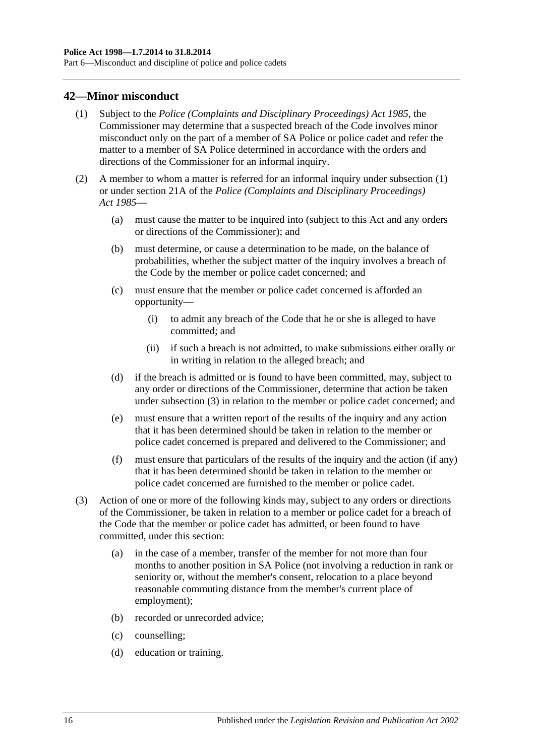## 42—Minor misconduct

(1) Subject to the *Police (Complaints and Disciplinary Proceedings) Act 1985*, the Commissioner may determine that a suspected breach of the Code involves minor misconduct only on the part of a member of SA Police or police cadet and refer the matter to a member of SA Police determined in accordance with the orders and directions of the Commissioner for an informal inquiry.

(2) A member to whom a matter is referred for an informal inquiry under subsection (1) or under section 21A of the *Police (Complaints and Disciplinary Proceedings) Act 1985*—

- (a) must cause the matter to be inquired into (subject to this Act and any orders or directions of the Commissioner); and
- (b) must determine, or cause a determination to be made, on the balance of probabilities, whether the subject matter of the inquiry involves a breach of the Code by the member or police cadet concerned; and
- (c) must ensure that the member or police cadet concerned is afforded an opportunity—
  - (i) to admit any breach of the Code that he or she is alleged to have committed; and
  - (ii) if such a breach is not admitted, to make submissions either orally or in writing in relation to the alleged breach; and
- (d) if the breach is admitted or is found to have been committed, may, subject to any order or directions of the Commissioner, determine that action be taken under subsection (3) in relation to the member or police cadet concerned; and
- (e) must ensure that a written report of the results of the inquiry and any action that it has been determined should be taken in relation to the member or police cadet concerned is prepared and delivered to the Commissioner; and
- (f) must ensure that particulars of the results of the inquiry and the action (if any) that it has been determined should be taken in relation to the member or police cadet concerned are furnished to the member or police cadet.

(3) Action of one or more of the following kinds may, subject to any orders or directions of the Commissioner, be taken in relation to a member or police cadet for a breach of the Code that the member or police cadet has admitted, or been found to have committed, under this section:

- (a) in the case of a member, transfer of the member for not more than four months to another position in SA Police (not involving a reduction in rank or seniority or, without the member's consent, relocation to a place beyond reasonable commuting distance from the member's current place of employment);
- (b) recorded or unrecorded advice;
- (c) counselling;
- (d) education or training.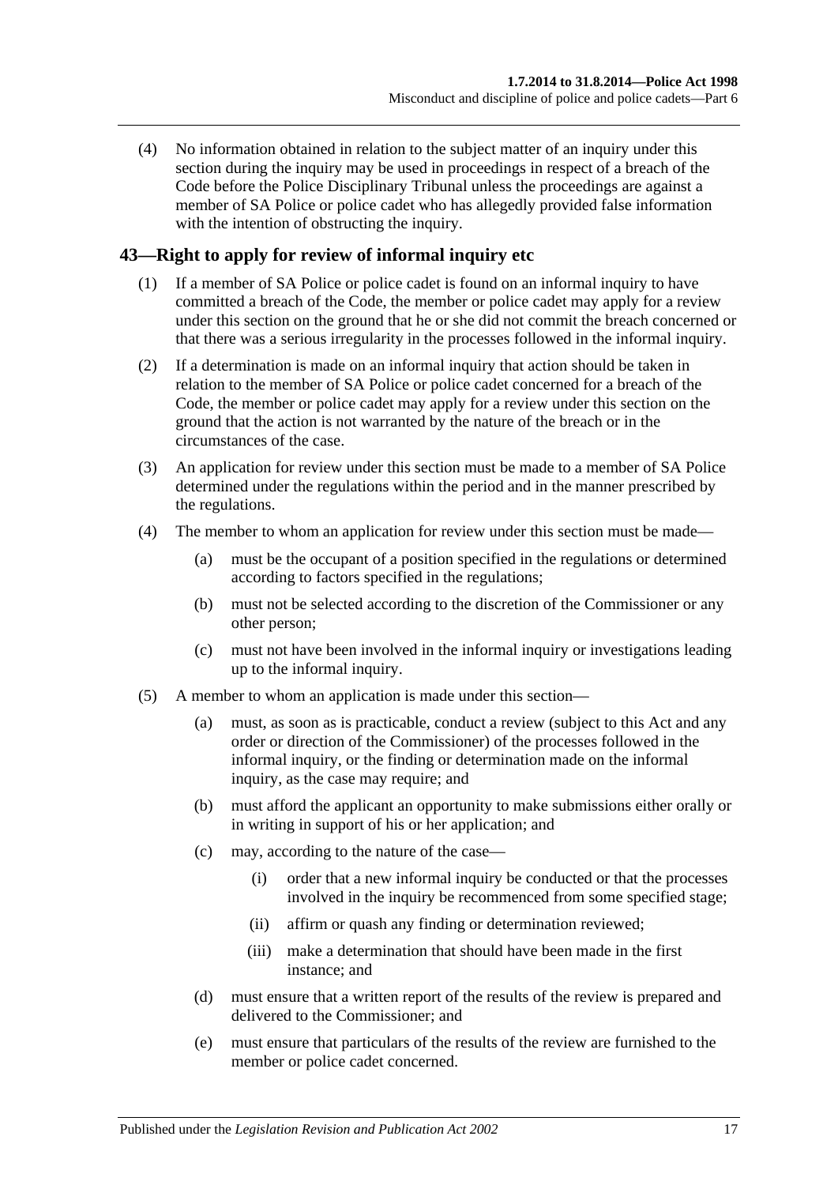(4) No information obtained in relation to the subject matter of an inquiry under this section during the inquiry may be used in proceedings in respect of a breach of the Code before the Police Disciplinary Tribunal unless the proceedings are against a member of SA Police or police cadet who has allegedly provided false information with the intention of obstructing the inquiry.

## 43—Right to apply for review of informal inquiry etc

(1) If a member of SA Police or police cadet is found on an informal inquiry to have committed a breach of the Code, the member or police cadet may apply for a review under this section on the ground that he or she did not commit the breach concerned or that there was a serious irregularity in the processes followed in the informal inquiry.

(2) If a determination is made on an informal inquiry that action should be taken in relation to the member of SA Police or police cadet concerned for a breach of the Code, the member or police cadet may apply for a review under this section on the ground that the action is not warranted by the nature of the breach or in the circumstances of the case.

(3) An application for review under this section must be made to a member of SA Police determined under the regulations within the period and in the manner prescribed by the regulations.

(4) The member to whom an application for review under this section must be made—

- (a) must be the occupant of a position specified in the regulations or determined according to factors specified in the regulations;
- (b) must not be selected according to the discretion of the Commissioner or any other person;
- (c) must not have been involved in the informal inquiry or investigations leading up to the informal inquiry.

(5) A member to whom an application is made under this section—

- (a) must, as soon as is practicable, conduct a review (subject to this Act and any order or direction of the Commissioner) of the processes followed in the informal inquiry, or the finding or determination made on the informal inquiry, as the case may require; and
- (b) must afford the applicant an opportunity to make submissions either orally or in writing in support of his or her application; and
- (c) may, according to the nature of the case—
  - (i) order that a new informal inquiry be conducted or that the processes involved in the inquiry be recommenced from some specified stage;
  - (ii) affirm or quash any finding or determination reviewed;
  - (iii) make a determination that should have been made in the first instance; and
- (d) must ensure that a written report of the results of the review is prepared and delivered to the Commissioner; and
- (e) must ensure that particulars of the results of the review are furnished to the member or police cadet concerned.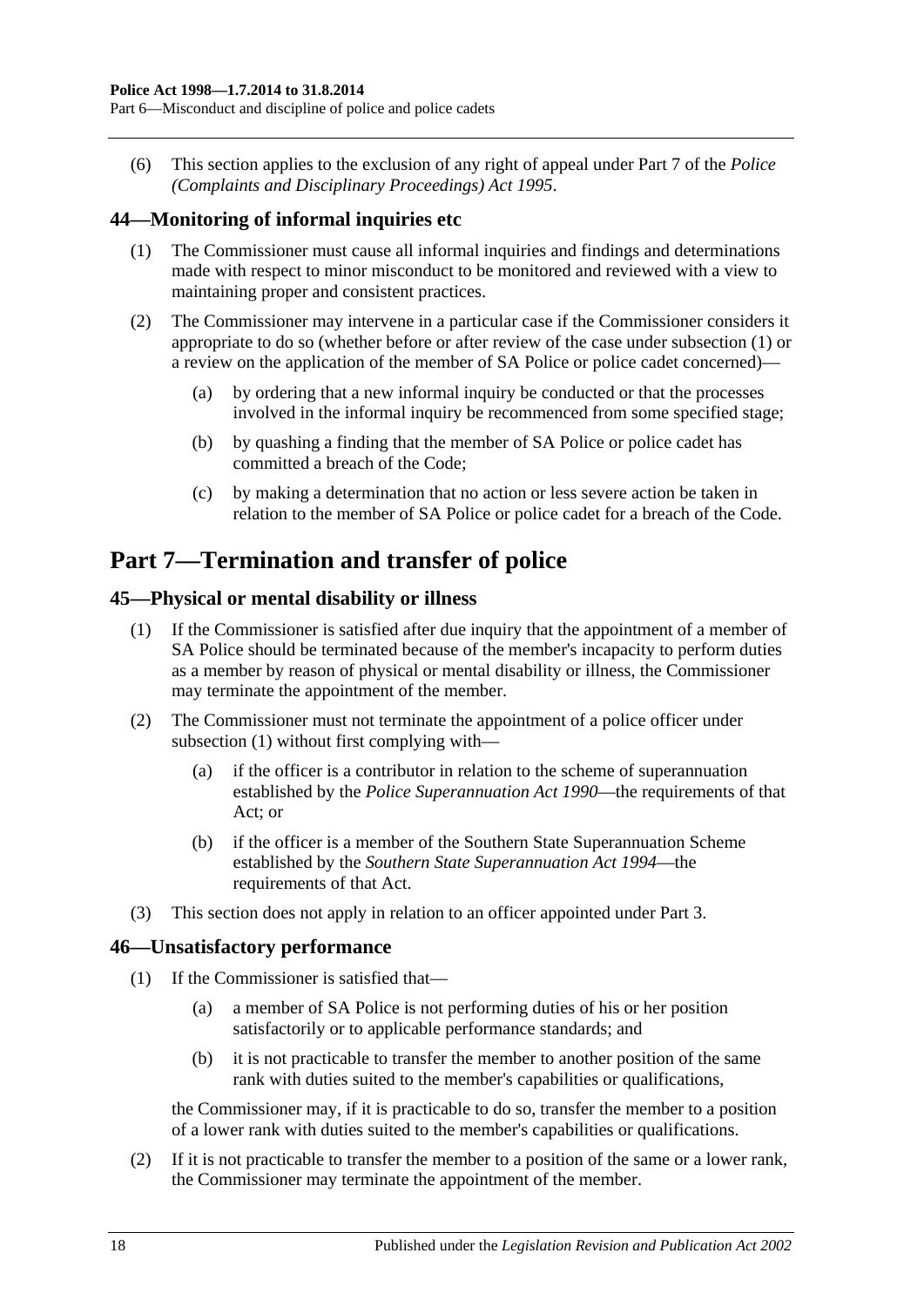(6) This section applies to the exclusion of any right of appeal under Part 7 of the *Police (Complaints and Disciplinary Proceedings) Act 1995*.

### 44—Monitoring of informal inquiries etc

(1) The Commissioner must cause all informal inquiries and findings and determinations made with respect to minor misconduct to be monitored and reviewed with a view to maintaining proper and consistent practices.

(2) The Commissioner may intervene in a particular case if the Commissioner considers it appropriate to do so (whether before or after review of the case under subsection (1) or a review on the application of the member of SA Police or police cadet concerned)—

- (a) by ordering that a new informal inquiry be conducted or that the processes involved in the informal inquiry be recommenced from some specified stage;
- (b) by quashing a finding that the member of SA Police or police cadet has committed a breach of the Code;
- (c) by making a determination that no action or less severe action be taken in relation to the member of SA Police or police cadet for a breach of the Code.

## Part 7—Termination and transfer of police

### 45—Physical or mental disability or illness

(1) If the Commissioner is satisfied after due inquiry that the appointment of a member of SA Police should be terminated because of the member's incapacity to perform duties as a member by reason of physical or mental disability or illness, the Commissioner may terminate the appointment of the member.

(2) The Commissioner must not terminate the appointment of a police officer under subsection (1) without first complying with—

- (a) if the officer is a contributor in relation to the scheme of superannuation established by the *Police Superannuation Act 1990*—the requirements of that Act; or
- (b) if the officer is a member of the Southern State Superannuation Scheme established by the *Southern State Superannuation Act 1994*—the requirements of that Act.

(3) This section does not apply in relation to an officer appointed under Part 3.

### 46—Unsatisfactory performance

(1) If the Commissioner is satisfied that—

- (a) a member of SA Police is not performing duties of his or her position satisfactorily or to applicable performance standards; and
- (b) it is not practicable to transfer the member to another position of the same rank with duties suited to the member's capabilities or qualifications,

the Commissioner may, if it is practicable to do so, transfer the member to a position of a lower rank with duties suited to the member's capabilities or qualifications.

(2) If it is not practicable to transfer the member to a position of the same or a lower rank, the Commissioner may terminate the appointment of the member.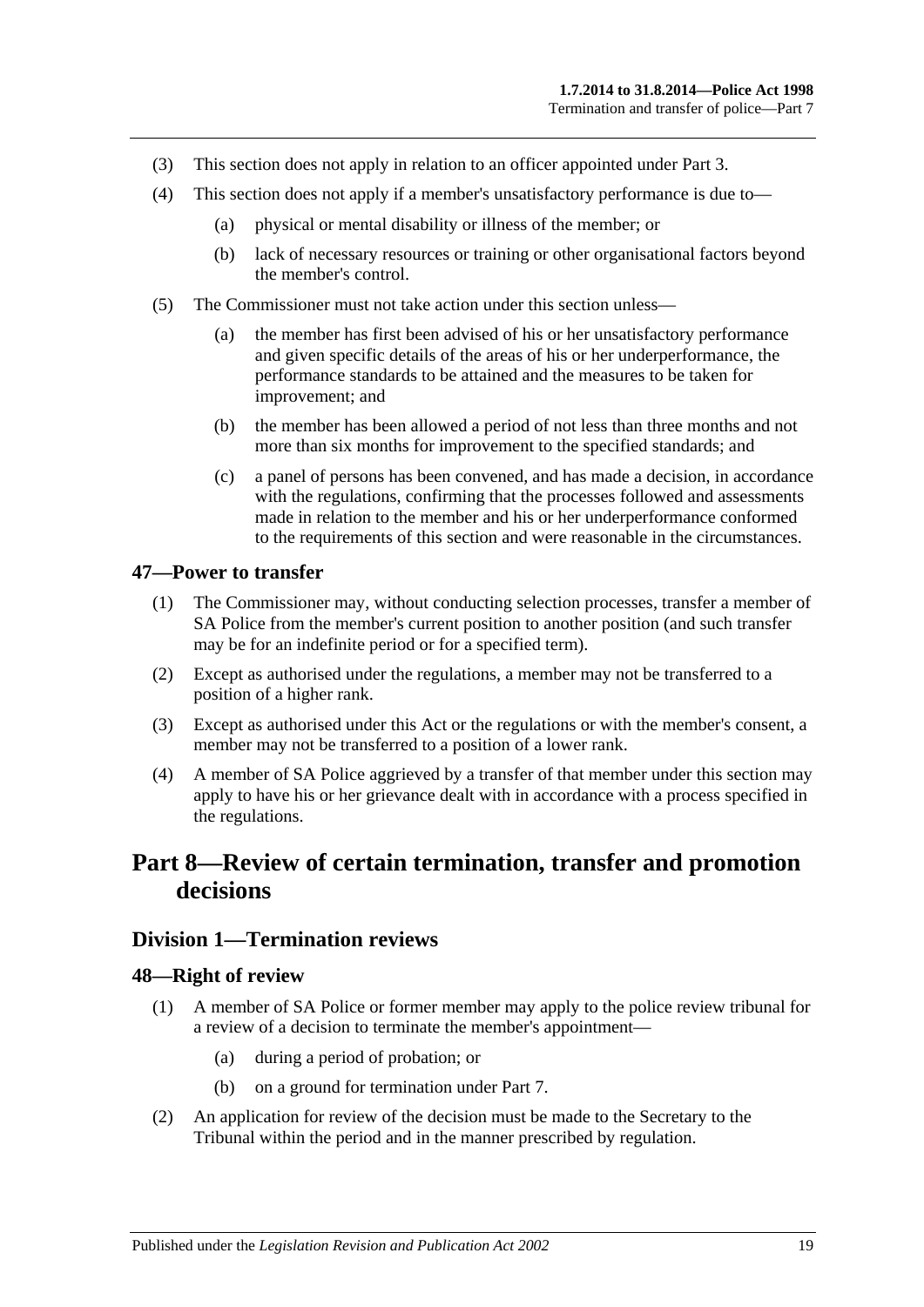(3) This section does not apply in relation to an officer appointed under Part 3.

(4) This section does not apply if a member's unsatisfactory performance is due to—

(a) physical or mental disability or illness of the member; or

(b) lack of necessary resources or training or other organisational factors beyond the member's control.

(5) The Commissioner must not take action under this section unless—

(a) the member has first been advised of his or her unsatisfactory performance and given specific details of the areas of his or her underperformance, the performance standards to be attained and the measures to be taken for improvement; and

(b) the member has been allowed a period of not less than three months and not more than six months for improvement to the specified standards; and

(c) a panel of persons has been convened, and has made a decision, in accordance with the regulations, confirming that the processes followed and assessments made in relation to the member and his or her underperformance conformed to the requirements of this section and were reasonable in the circumstances.

### 47—Power to transfer

(1) The Commissioner may, without conducting selection processes, transfer a member of SA Police from the member's current position to another position (and such transfer may be for an indefinite period or for a specified term).

(2) Except as authorised under the regulations, a member may not be transferred to a position of a higher rank.

(3) Except as authorised under this Act or the regulations or with the member's consent, a member may not be transferred to a position of a lower rank.

(4) A member of SA Police aggrieved by a transfer of that member under this section may apply to have his or her grievance dealt with in accordance with a process specified in the regulations.

# Part 8—Review of certain termination, transfer and promotion decisions

## Division 1—Termination reviews

### 48—Right of review

(1) A member of SA Police or former member may apply to the police review tribunal for a review of a decision to terminate the member's appointment—

(a) during a period of probation; or

(b) on a ground for termination under Part 7.

(2) An application for review of the decision must be made to the Secretary to the Tribunal within the period and in the manner prescribed by regulation.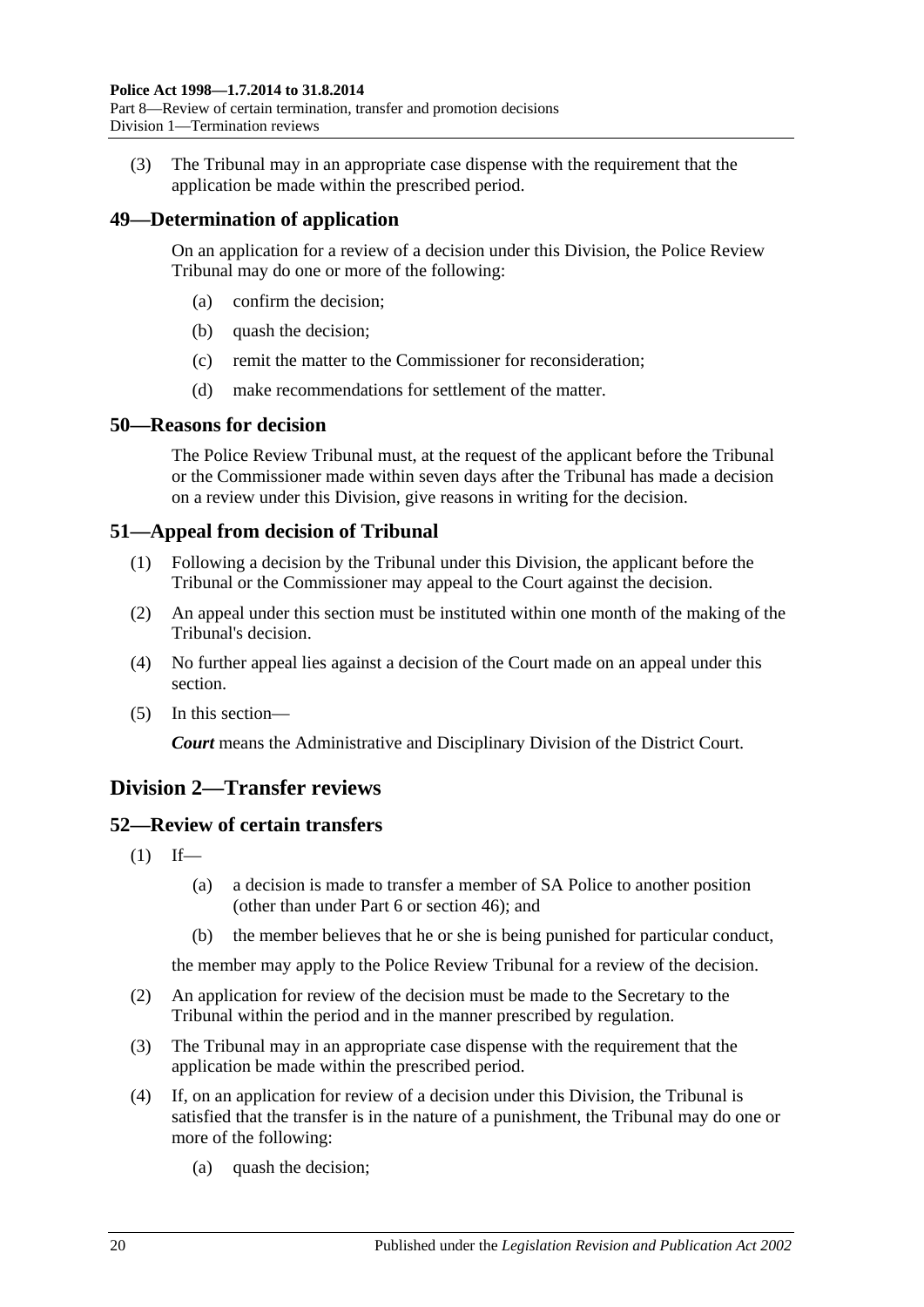(3) The Tribunal may in an appropriate case dispense with the requirement that the application be made within the prescribed period.

## 49—Determination of application

On an application for a review of a decision under this Division, the Police Review Tribunal may do one or more of the following:

(a) confirm the decision;

(b) quash the decision;

(c) remit the matter to the Commissioner for reconsideration;

(d) make recommendations for settlement of the matter.

## 50—Reasons for decision

The Police Review Tribunal must, at the request of the applicant before the Tribunal or the Commissioner made within seven days after the Tribunal has made a decision on a review under this Division, give reasons in writing for the decision.

## 51—Appeal from decision of Tribunal

(1) Following a decision by the Tribunal under this Division, the applicant before the Tribunal or the Commissioner may appeal to the Court against the decision.

(2) An appeal under this section must be instituted within one month of the making of the Tribunal's decision.

(4) No further appeal lies against a decision of the Court made on an appeal under this section.

(5) In this section—

***Court*** means the Administrative and Disciplinary Division of the District Court.

# Division 2—Transfer reviews

## 52—Review of certain transfers

(1) If—

(a) a decision is made to transfer a member of SA Police to another position (other than under Part 6 or section 46); and

(b) the member believes that he or she is being punished for particular conduct,

the member may apply to the Police Review Tribunal for a review of the decision.

(2) An application for review of the decision must be made to the Secretary to the Tribunal within the period and in the manner prescribed by regulation.

(3) The Tribunal may in an appropriate case dispense with the requirement that the application be made within the prescribed period.

(4) If, on an application for review of a decision under this Division, the Tribunal is satisfied that the transfer is in the nature of a punishment, the Tribunal may do one or more of the following:

(a) quash the decision;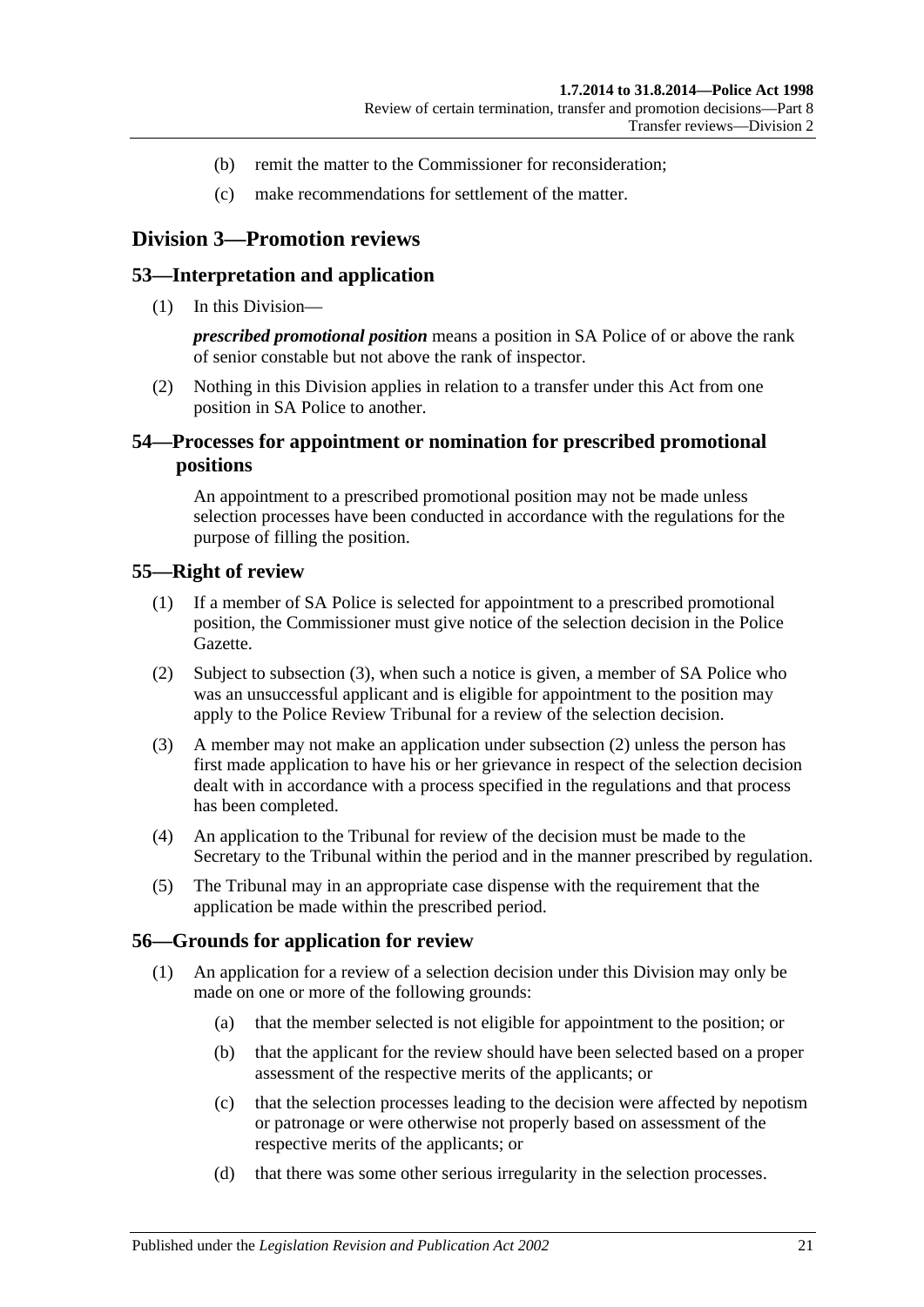(b) remit the matter to the Commissioner for reconsideration;

(c) make recommendations for settlement of the matter.

## Division 3—Promotion reviews

### 53—Interpretation and application

(1) In this Division—

***prescribed promotional position*** means a position in SA Police of or above the rank of senior constable but not above the rank of inspector.

(2) Nothing in this Division applies in relation to a transfer under this Act from one position in SA Police to another.

### 54—Processes for appointment or nomination for prescribed promotional positions

An appointment to a prescribed promotional position may not be made unless selection processes have been conducted in accordance with the regulations for the purpose of filling the position.

### 55—Right of review

(1) If a member of SA Police is selected for appointment to a prescribed promotional position, the Commissioner must give notice of the selection decision in the Police Gazette.

(2) Subject to subsection (3), when such a notice is given, a member of SA Police who was an unsuccessful applicant and is eligible for appointment to the position may apply to the Police Review Tribunal for a review of the selection decision.

(3) A member may not make an application under subsection (2) unless the person has first made application to have his or her grievance in respect of the selection decision dealt with in accordance with a process specified in the regulations and that process has been completed.

(4) An application to the Tribunal for review of the decision must be made to the Secretary to the Tribunal within the period and in the manner prescribed by regulation.

(5) The Tribunal may in an appropriate case dispense with the requirement that the application be made within the prescribed period.

### 56—Grounds for application for review

(1) An application for a review of a selection decision under this Division may only be made on one or more of the following grounds:

(a) that the member selected is not eligible for appointment to the position; or

(b) that the applicant for the review should have been selected based on a proper assessment of the respective merits of the applicants; or

(c) that the selection processes leading to the decision were affected by nepotism or patronage or were otherwise not properly based on assessment of the respective merits of the applicants; or

(d) that there was some other serious irregularity in the selection processes.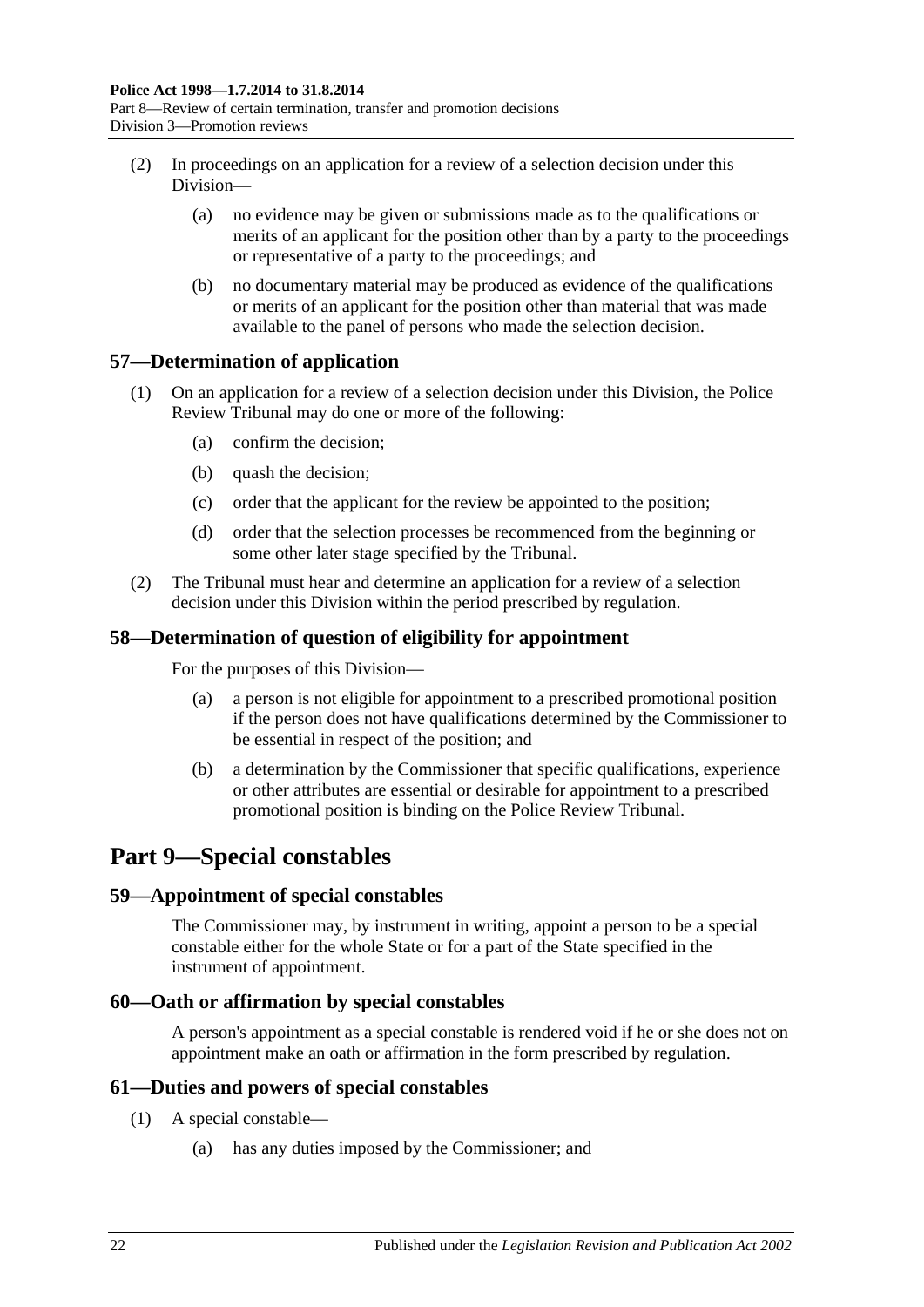(2) In proceedings on an application for a review of a selection decision under this Division—

(a) no evidence may be given or submissions made as to the qualifications or merits of an applicant for the position other than by a party to the proceedings or representative of a party to the proceedings; and

(b) no documentary material may be produced as evidence of the qualifications or merits of an applicant for the position other than material that was made available to the panel of persons who made the selection decision.

### 57—Determination of application

(1) On an application for a review of a selection decision under this Division, the Police Review Tribunal may do one or more of the following:

(a) confirm the decision;

(b) quash the decision;

(c) order that the applicant for the review be appointed to the position;

(d) order that the selection processes be recommenced from the beginning or some other later stage specified by the Tribunal.

(2) The Tribunal must hear and determine an application for a review of a selection decision under this Division within the period prescribed by regulation.

### 58—Determination of question of eligibility for appointment

For the purposes of this Division—

(a) a person is not eligible for appointment to a prescribed promotional position if the person does not have qualifications determined by the Commissioner to be essential in respect of the position; and

(b) a determination by the Commissioner that specific qualifications, experience or other attributes are essential or desirable for appointment to a prescribed promotional position is binding on the Police Review Tribunal.

## Part 9—Special constables

### 59—Appointment of special constables

The Commissioner may, by instrument in writing, appoint a person to be a special constable either for the whole State or for a part of the State specified in the instrument of appointment.

### 60—Oath or affirmation by special constables

A person's appointment as a special constable is rendered void if he or she does not on appointment make an oath or affirmation in the form prescribed by regulation.

### 61—Duties and powers of special constables

(1) A special constable—

(a) has any duties imposed by the Commissioner; and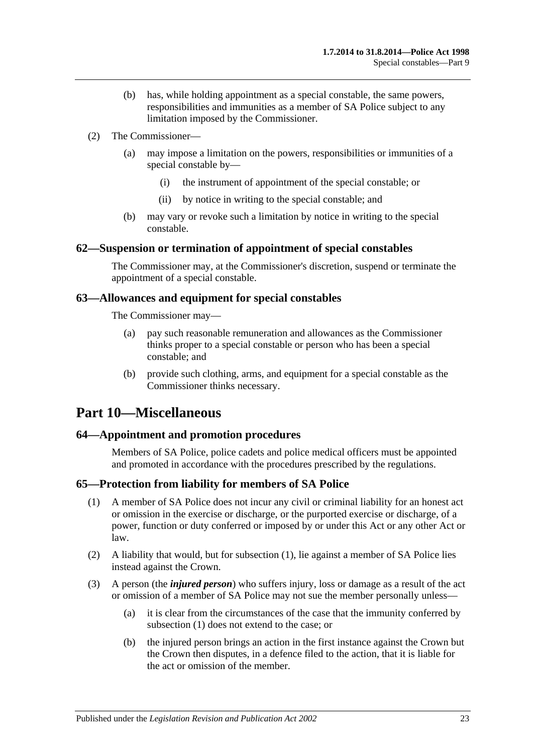(b) has, while holding appointment as a special constable, the same powers, responsibilities and immunities as a member of SA Police subject to any limitation imposed by the Commissioner.

(2) The Commissioner—

(a) may impose a limitation on the powers, responsibilities or immunities of a special constable by—

(i) the instrument of appointment of the special constable; or

(ii) by notice in writing to the special constable; and

(b) may vary or revoke such a limitation by notice in writing to the special constable.

### 62—Suspension or termination of appointment of special constables

The Commissioner may, at the Commissioner's discretion, suspend or terminate the appointment of a special constable.

### 63—Allowances and equipment for special constables

The Commissioner may—

(a) pay such reasonable remuneration and allowances as the Commissioner thinks proper to a special constable or person who has been a special constable; and

(b) provide such clothing, arms, and equipment for a special constable as the Commissioner thinks necessary.

## Part 10—Miscellaneous

### 64—Appointment and promotion procedures

Members of SA Police, police cadets and police medical officers must be appointed and promoted in accordance with the procedures prescribed by the regulations.

### 65—Protection from liability for members of SA Police

(1) A member of SA Police does not incur any civil or criminal liability for an honest act or omission in the exercise or discharge, or the purported exercise or discharge, of a power, function or duty conferred or imposed by or under this Act or any other Act or law.

(2) A liability that would, but for subsection (1), lie against a member of SA Police lies instead against the Crown.

(3) A person (the ***injured person***) who suffers injury, loss or damage as a result of the act or omission of a member of SA Police may not sue the member personally unless—

(a) it is clear from the circumstances of the case that the immunity conferred by subsection (1) does not extend to the case; or

(b) the injured person brings an action in the first instance against the Crown but the Crown then disputes, in a defence filed to the action, that it is liable for the act or omission of the member.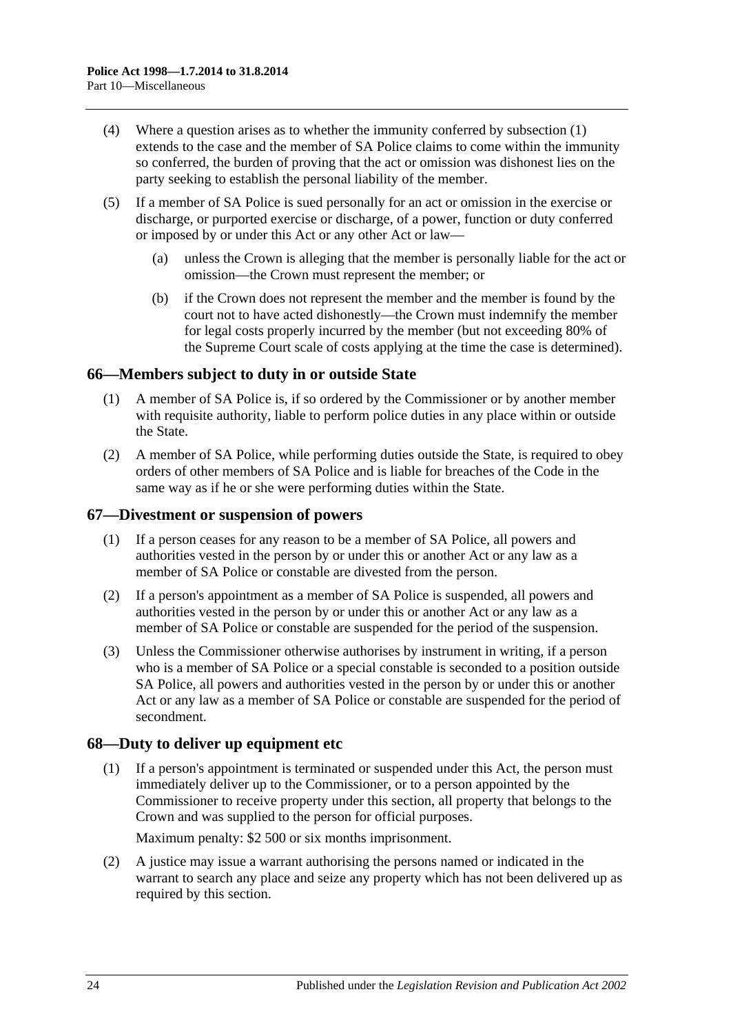(4) Where a question arises as to whether the immunity conferred by subsection (1) extends to the case and the member of SA Police claims to come within the immunity so conferred, the burden of proving that the act or omission was dishonest lies on the party seeking to establish the personal liability of the member.

(5) If a member of SA Police is sued personally for an act or omission in the exercise or discharge, or purported exercise or discharge, of a power, function or duty conferred or imposed by or under this Act or any other Act or law—

(a) unless the Crown is alleging that the member is personally liable for the act or omission—the Crown must represent the member; or

(b) if the Crown does not represent the member and the member is found by the court not to have acted dishonestly—the Crown must indemnify the member for legal costs properly incurred by the member (but not exceeding 80% of the Supreme Court scale of costs applying at the time the case is determined).

## 66—Members subject to duty in or outside State

(1) A member of SA Police is, if so ordered by the Commissioner or by another member with requisite authority, liable to perform police duties in any place within or outside the State.

(2) A member of SA Police, while performing duties outside the State, is required to obey orders of other members of SA Police and is liable for breaches of the Code in the same way as if he or she were performing duties within the State.

## 67—Divestment or suspension of powers

(1) If a person ceases for any reason to be a member of SA Police, all powers and authorities vested in the person by or under this or another Act or any law as a member of SA Police or constable are divested from the person.

(2) If a person's appointment as a member of SA Police is suspended, all powers and authorities vested in the person by or under this or another Act or any law as a member of SA Police or constable are suspended for the period of the suspension.

(3) Unless the Commissioner otherwise authorises by instrument in writing, if a person who is a member of SA Police or a special constable is seconded to a position outside SA Police, all powers and authorities vested in the person by or under this or another Act or any law as a member of SA Police or constable are suspended for the period of secondment.

## 68—Duty to deliver up equipment etc

(1) If a person's appointment is terminated or suspended under this Act, the person must immediately deliver up to the Commissioner, or to a person appointed by the Commissioner to receive property under this section, all property that belongs to the Crown and was supplied to the person for official purposes.

Maximum penalty: $2 500 or six months imprisonment.

(2) A justice may issue a warrant authorising the persons named or indicated in the warrant to search any place and seize any property which has not been delivered up as required by this section.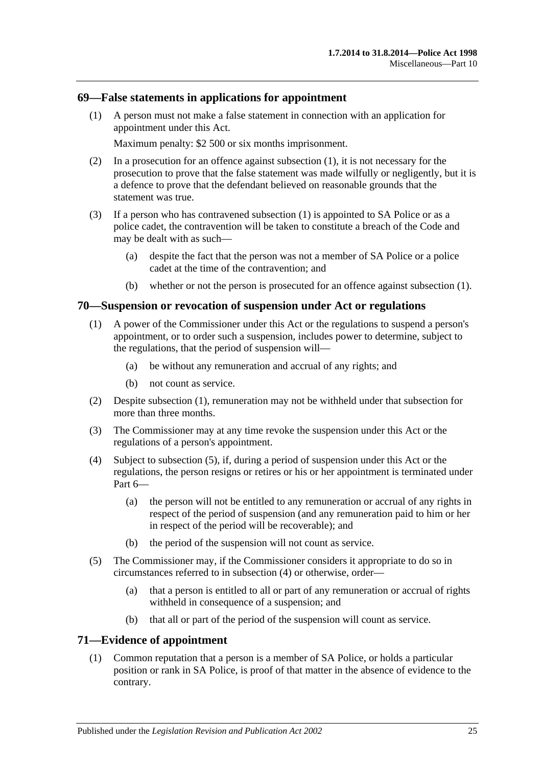## 69—False statements in applications for appointment

(1) A person must not make a false statement in connection with an application for appointment under this Act.

Maximum penalty: $2 500 or six months imprisonment.

(2) In a prosecution for an offence against subsection (1), it is not necessary for the prosecution to prove that the false statement was made wilfully or negligently, but it is a defence to prove that the defendant believed on reasonable grounds that the statement was true.

(3) If a person who has contravened subsection (1) is appointed to SA Police or as a police cadet, the contravention will be taken to constitute a breach of the Code and may be dealt with as such—

- (a) despite the fact that the person was not a member of SA Police or a police cadet at the time of the contravention; and
- (b) whether or not the person is prosecuted for an offence against subsection (1).

## 70—Suspension or revocation of suspension under Act or regulations

(1) A power of the Commissioner under this Act or the regulations to suspend a person's appointment, or to order such a suspension, includes power to determine, subject to the regulations, that the period of suspension will—

- (a) be without any remuneration and accrual of any rights; and
- (b) not count as service.

(2) Despite subsection (1), remuneration may not be withheld under that subsection for more than three months.

(3) The Commissioner may at any time revoke the suspension under this Act or the regulations of a person's appointment.

(4) Subject to subsection (5), if, during a period of suspension under this Act or the regulations, the person resigns or retires or his or her appointment is terminated under Part 6—

- (a) the person will not be entitled to any remuneration or accrual of any rights in respect of the period of suspension (and any remuneration paid to him or her in respect of the period will be recoverable); and
- (b) the period of the suspension will not count as service.

(5) The Commissioner may, if the Commissioner considers it appropriate to do so in circumstances referred to in subsection (4) or otherwise, order—

- (a) that a person is entitled to all or part of any remuneration or accrual of rights withheld in consequence of a suspension; and
- (b) that all or part of the period of the suspension will count as service.

## 71—Evidence of appointment

(1) Common reputation that a person is a member of SA Police, or holds a particular position or rank in SA Police, is proof of that matter in the absence of evidence to the contrary.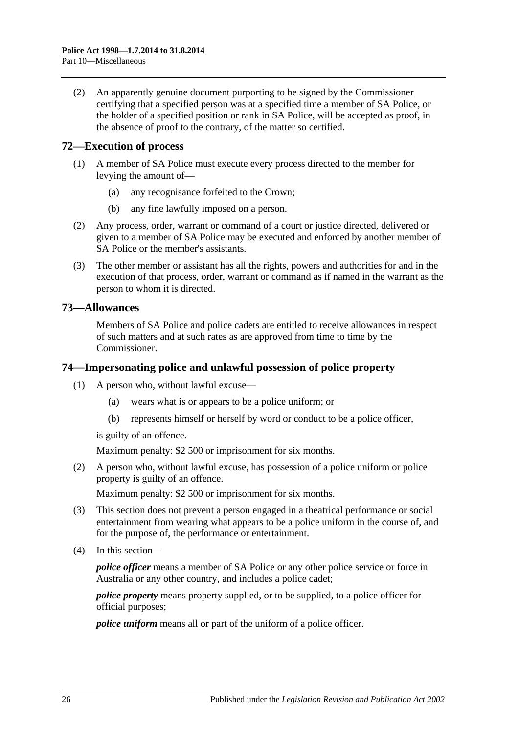(2) An apparently genuine document purporting to be signed by the Commissioner certifying that a specified person was at a specified time a member of SA Police, or the holder of a specified position or rank in SA Police, will be accepted as proof, in the absence of proof to the contrary, of the matter so certified.

## 72—Execution of process

(1) A member of SA Police must execute every process directed to the member for levying the amount of—

(a) any recognisance forfeited to the Crown;

(b) any fine lawfully imposed on a person.

(2) Any process, order, warrant or command of a court or justice directed, delivered or given to a member of SA Police may be executed and enforced by another member of SA Police or the member's assistants.

(3) The other member or assistant has all the rights, powers and authorities for and in the execution of that process, order, warrant or command as if named in the warrant as the person to whom it is directed.

## 73—Allowances

Members of SA Police and police cadets are entitled to receive allowances in respect of such matters and at such rates as are approved from time to time by the Commissioner.

## 74—Impersonating police and unlawful possession of police property

(1) A person who, without lawful excuse—

(a) wears what is or appears to be a police uniform; or

(b) represents himself or herself by word or conduct to be a police officer,

is guilty of an offence.

Maximum penalty: $2 500 or imprisonment for six months.

(2) A person who, without lawful excuse, has possession of a police uniform or police property is guilty of an offence.

Maximum penalty: $2 500 or imprisonment for six months.

(3) This section does not prevent a person engaged in a theatrical performance or social entertainment from wearing what appears to be a police uniform in the course of, and for the purpose of, the performance or entertainment.

(4) In this section—

***police officer*** means a member of SA Police or any other police service or force in Australia or any other country, and includes a police cadet;

***police property*** means property supplied, or to be supplied, to a police officer for official purposes;

***police uniform*** means all or part of the uniform of a police officer.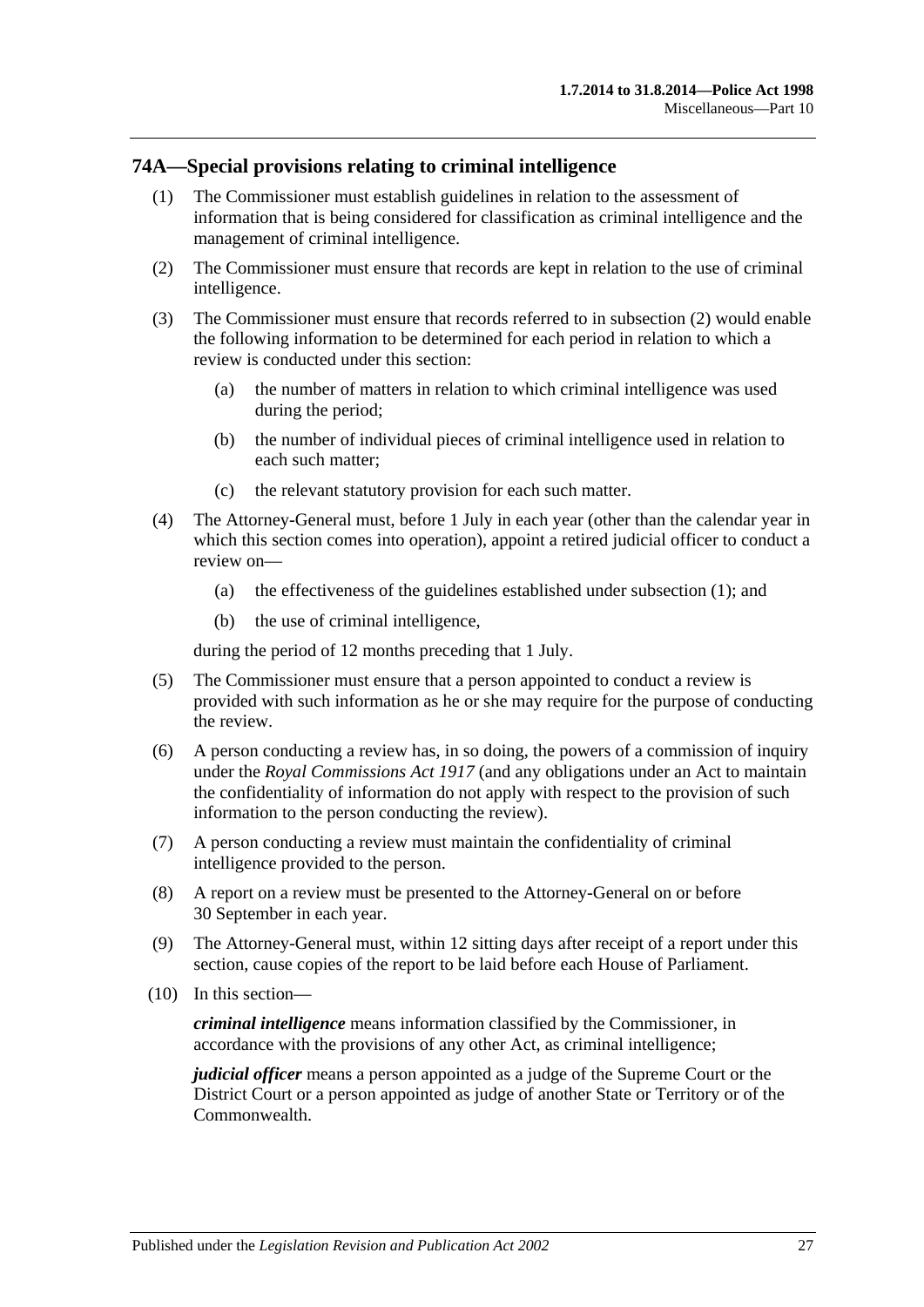## 74A—Special provisions relating to criminal intelligence

(1) The Commissioner must establish guidelines in relation to the assessment of information that is being considered for classification as criminal intelligence and the management of criminal intelligence.

(2) The Commissioner must ensure that records are kept in relation to the use of criminal intelligence.

(3) The Commissioner must ensure that records referred to in subsection (2) would enable the following information to be determined for each period in relation to which a review is conducted under this section:

- (a) the number of matters in relation to which criminal intelligence was used during the period;
- (b) the number of individual pieces of criminal intelligence used in relation to each such matter;
- (c) the relevant statutory provision for each such matter.

(4) The Attorney-General must, before 1 July in each year (other than the calendar year in which this section comes into operation), appoint a retired judicial officer to conduct a review on—

- (a) the effectiveness of the guidelines established under subsection (1); and
- (b) the use of criminal intelligence,

during the period of 12 months preceding that 1 July.

(5) The Commissioner must ensure that a person appointed to conduct a review is provided with such information as he or she may require for the purpose of conducting the review.

(6) A person conducting a review has, in so doing, the powers of a commission of inquiry under the *Royal Commissions Act 1917* (and any obligations under an Act to maintain the confidentiality of information do not apply with respect to the provision of such information to the person conducting the review).

(7) A person conducting a review must maintain the confidentiality of criminal intelligence provided to the person.

(8) A report on a review must be presented to the Attorney-General on or before 30 September in each year.

(9) The Attorney-General must, within 12 sitting days after receipt of a report under this section, cause copies of the report to be laid before each House of Parliament.

(10) In this section—

***criminal intelligence*** means information classified by the Commissioner, in accordance with the provisions of any other Act, as criminal intelligence;

***judicial officer*** means a person appointed as a judge of the Supreme Court or the District Court or a person appointed as judge of another State or Territory or of the Commonwealth.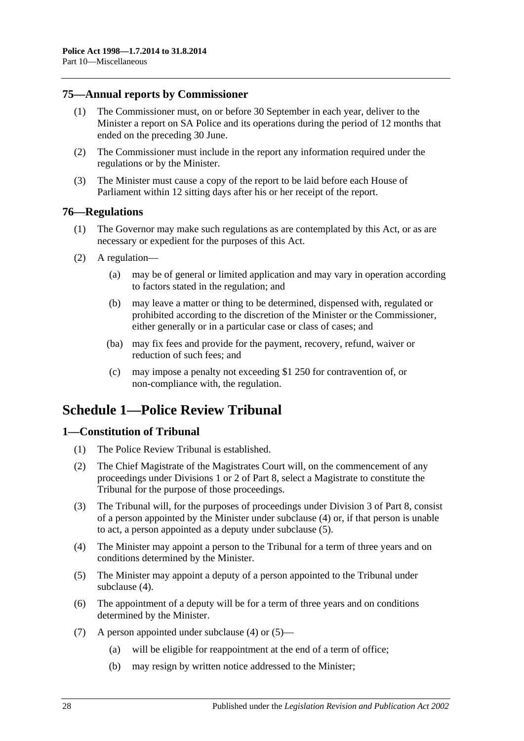## 75—Annual reports by Commissioner

(1) The Commissioner must, on or before 30 September in each year, deliver to the Minister a report on SA Police and its operations during the period of 12 months that ended on the preceding 30 June.

(2) The Commissioner must include in the report any information required under the regulations or by the Minister.

(3) The Minister must cause a copy of the report to be laid before each House of Parliament within 12 sitting days after his or her receipt of the report.

## 76—Regulations

(1) The Governor may make such regulations as are contemplated by this Act, or as are necessary or expedient for the purposes of this Act.

(2) A regulation—

(a) may be of general or limited application and may vary in operation according to factors stated in the regulation; and

(b) may leave a matter or thing to be determined, dispensed with, regulated or prohibited according to the discretion of the Minister or the Commissioner, either generally or in a particular case or class of cases; and

(ba) may fix fees and provide for the payment, recovery, refund, waiver or reduction of such fees; and

(c) may impose a penalty not exceeding $1 250 for contravention of, or non-compliance with, the regulation.

# Schedule 1—Police Review Tribunal

## 1—Constitution of Tribunal

(1) The Police Review Tribunal is established.

(2) The Chief Magistrate of the Magistrates Court will, on the commencement of any proceedings under Divisions 1 or 2 of Part 8, select a Magistrate to constitute the Tribunal for the purpose of those proceedings.

(3) The Tribunal will, for the purposes of proceedings under Division 3 of Part 8, consist of a person appointed by the Minister under subclause (4) or, if that person is unable to act, a person appointed as a deputy under subclause (5).

(4) The Minister may appoint a person to the Tribunal for a term of three years and on conditions determined by the Minister.

(5) The Minister may appoint a deputy of a person appointed to the Tribunal under subclause (4).

(6) The appointment of a deputy will be for a term of three years and on conditions determined by the Minister.

(7) A person appointed under subclause (4) or (5)—

(a) will be eligible for reappointment at the end of a term of office;

(b) may resign by written notice addressed to the Minister;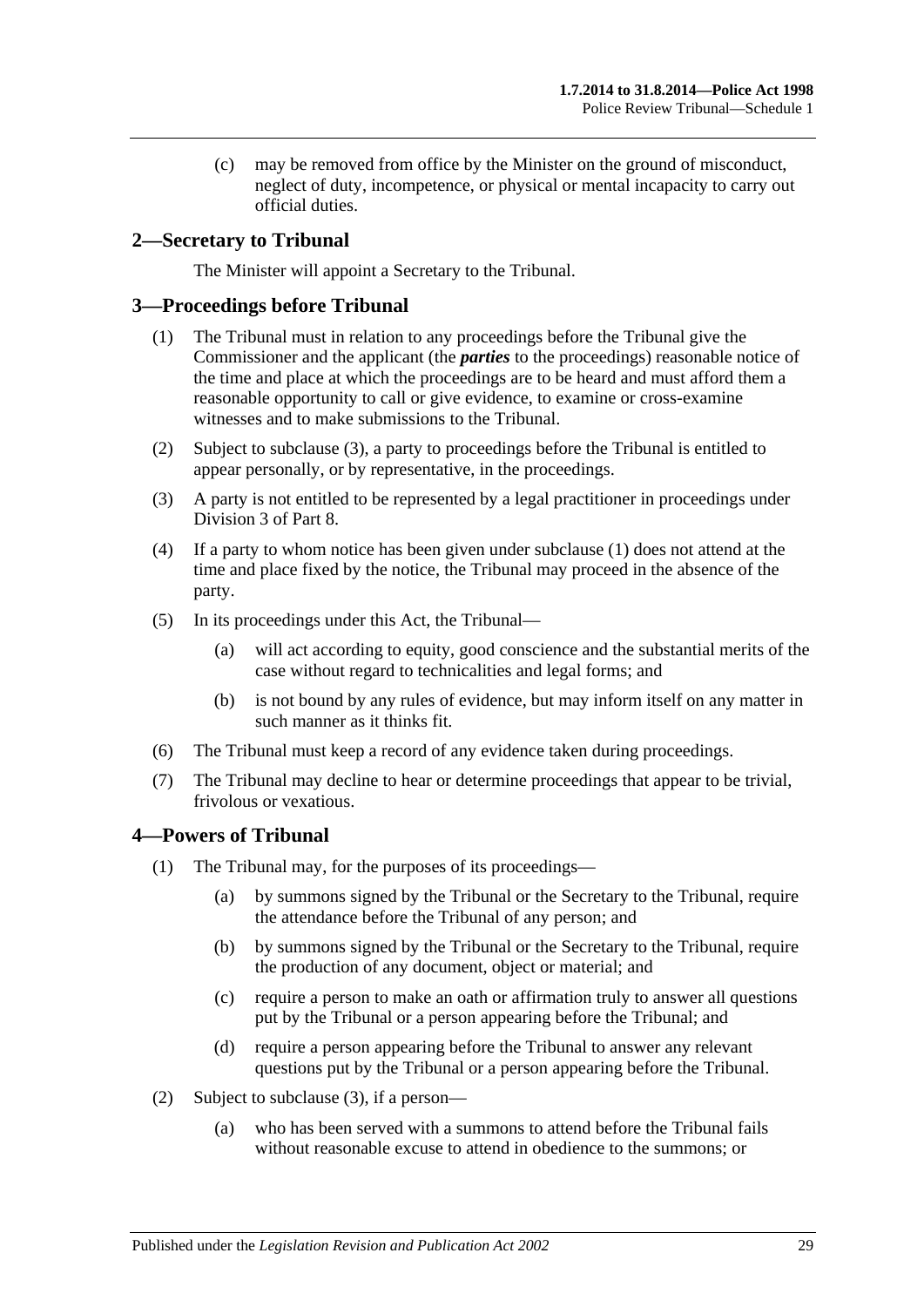(c) may be removed from office by the Minister on the ground of misconduct, neglect of duty, incompetence, or physical or mental incapacity to carry out official duties.

## 2—Secretary to Tribunal

The Minister will appoint a Secretary to the Tribunal.

## 3—Proceedings before Tribunal

(1) The Tribunal must in relation to any proceedings before the Tribunal give the Commissioner and the applicant (the ***parties*** to the proceedings) reasonable notice of the time and place at which the proceedings are to be heard and must afford them a reasonable opportunity to call or give evidence, to examine or cross-examine witnesses and to make submissions to the Tribunal.

(2) Subject to subclause (3), a party to proceedings before the Tribunal is entitled to appear personally, or by representative, in the proceedings.

(3) A party is not entitled to be represented by a legal practitioner in proceedings under Division 3 of Part 8.

(4) If a party to whom notice has been given under subclause (1) does not attend at the time and place fixed by the notice, the Tribunal may proceed in the absence of the party.

(5) In its proceedings under this Act, the Tribunal—

(a) will act according to equity, good conscience and the substantial merits of the case without regard to technicalities and legal forms; and

(b) is not bound by any rules of evidence, but may inform itself on any matter in such manner as it thinks fit.

(6) The Tribunal must keep a record of any evidence taken during proceedings.

(7) The Tribunal may decline to hear or determine proceedings that appear to be trivial, frivolous or vexatious.

## 4—Powers of Tribunal

(1) The Tribunal may, for the purposes of its proceedings—

(a) by summons signed by the Tribunal or the Secretary to the Tribunal, require the attendance before the Tribunal of any person; and

(b) by summons signed by the Tribunal or the Secretary to the Tribunal, require the production of any document, object or material; and

(c) require a person to make an oath or affirmation truly to answer all questions put by the Tribunal or a person appearing before the Tribunal; and

(d) require a person appearing before the Tribunal to answer any relevant questions put by the Tribunal or a person appearing before the Tribunal.

(2) Subject to subclause (3), if a person—

(a) who has been served with a summons to attend before the Tribunal fails without reasonable excuse to attend in obedience to the summons; or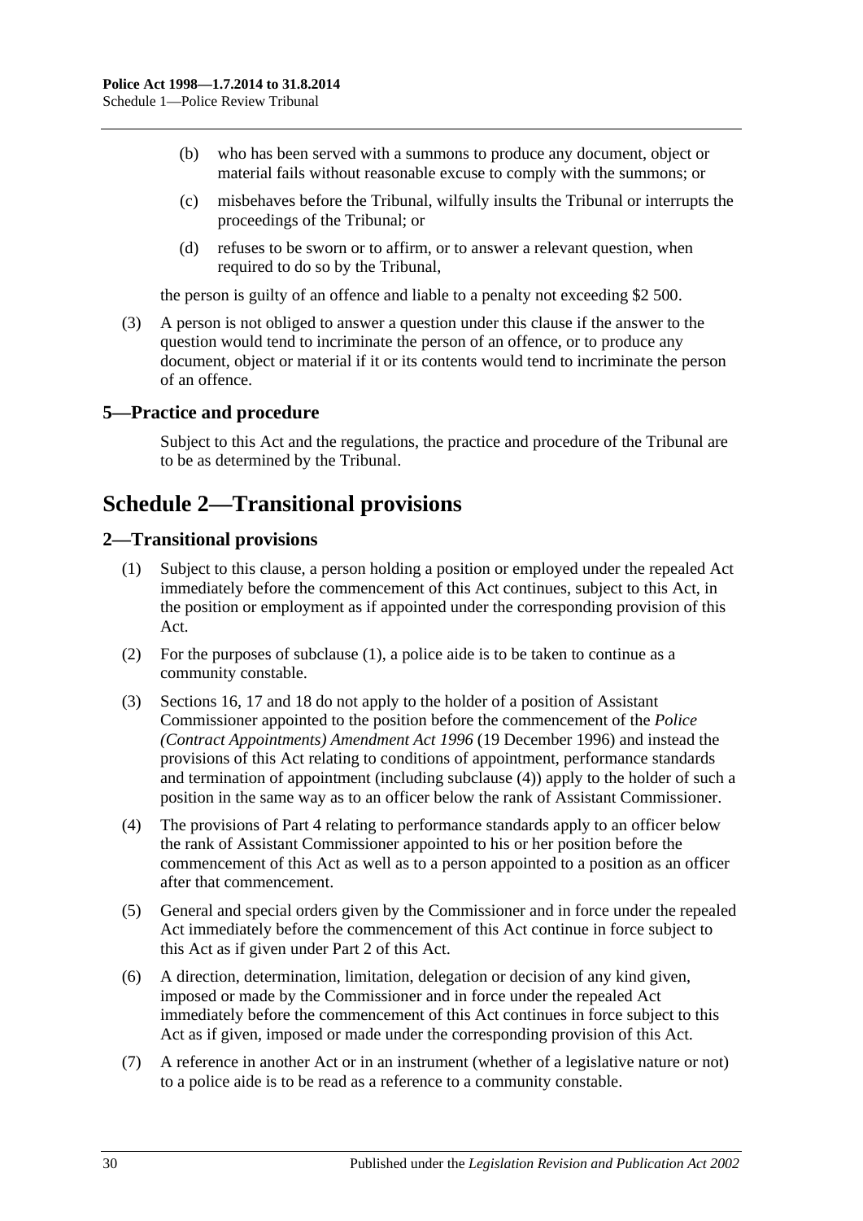(b) who has been served with a summons to produce any document, object or material fails without reasonable excuse to comply with the summons; or

(c) misbehaves before the Tribunal, wilfully insults the Tribunal or interrupts the proceedings of the Tribunal; or

(d) refuses to be sworn or to affirm, or to answer a relevant question, when required to do so by the Tribunal,

the person is guilty of an offence and liable to a penalty not exceeding $2 500.

(3) A person is not obliged to answer a question under this clause if the answer to the question would tend to incriminate the person of an offence, or to produce any document, object or material if it or its contents would tend to incriminate the person of an offence.

### 5—Practice and procedure

Subject to this Act and the regulations, the practice and procedure of the Tribunal are to be as determined by the Tribunal.

## Schedule 2—Transitional provisions

### 2—Transitional provisions

(1) Subject to this clause, a person holding a position or employed under the repealed Act immediately before the commencement of this Act continues, subject to this Act, in the position or employment as if appointed under the corresponding provision of this Act.

(2) For the purposes of subclause (1), a police aide is to be taken to continue as a community constable.

(3) Sections 16, 17 and 18 do not apply to the holder of a position of Assistant Commissioner appointed to the position before the commencement of the *Police (Contract Appointments) Amendment Act 1996* (19 December 1996) and instead the provisions of this Act relating to conditions of appointment, performance standards and termination of appointment (including subclause (4)) apply to the holder of such a position in the same way as to an officer below the rank of Assistant Commissioner.

(4) The provisions of Part 4 relating to performance standards apply to an officer below the rank of Assistant Commissioner appointed to his or her position before the commencement of this Act as well as to a person appointed to a position as an officer after that commencement.

(5) General and special orders given by the Commissioner and in force under the repealed Act immediately before the commencement of this Act continue in force subject to this Act as if given under Part 2 of this Act.

(6) A direction, determination, limitation, delegation or decision of any kind given, imposed or made by the Commissioner and in force under the repealed Act immediately before the commencement of this Act continues in force subject to this Act as if given, imposed or made under the corresponding provision of this Act.

(7) A reference in another Act or in an instrument (whether of a legislative nature or not) to a police aide is to be read as a reference to a community constable.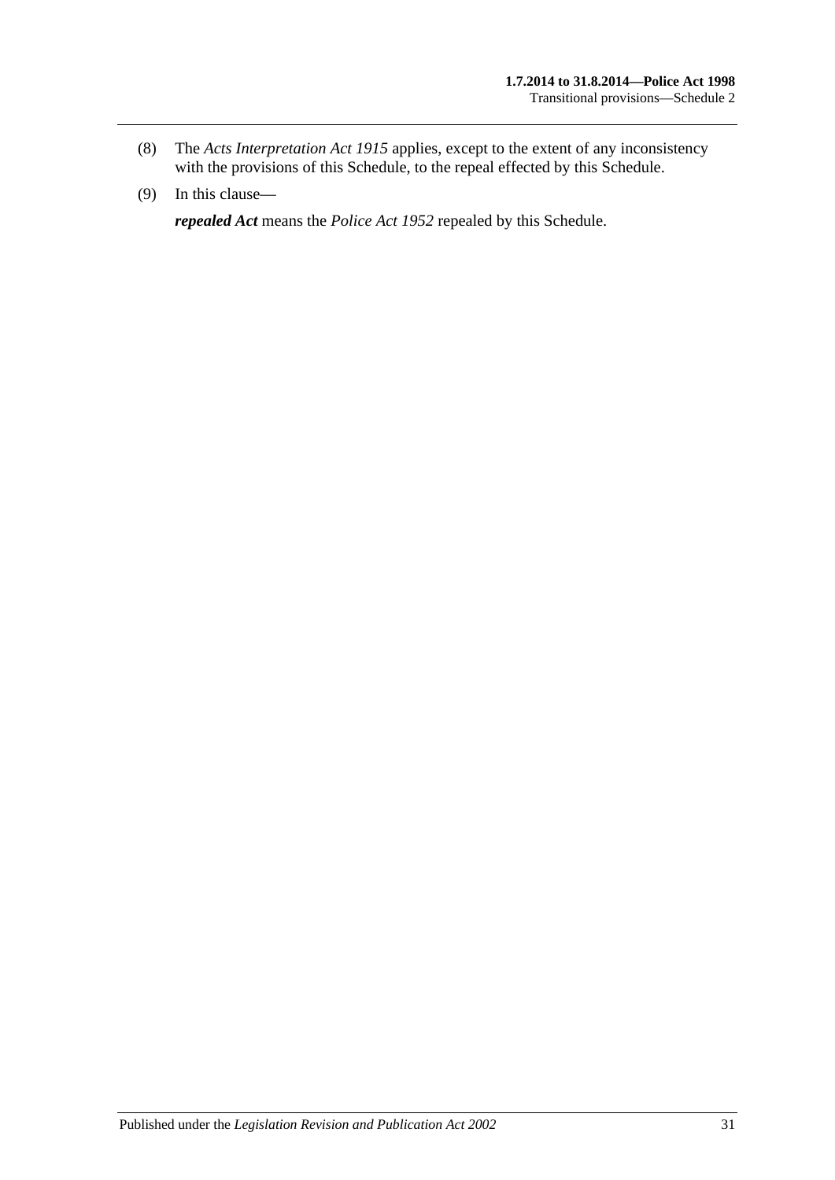(8) The *Acts Interpretation Act 1915* applies, except to the extent of any inconsistency with the provisions of this Schedule, to the repeal effected by this Schedule.

(9) In this clause—

***repealed Act*** means the *Police Act 1952* repealed by this Schedule.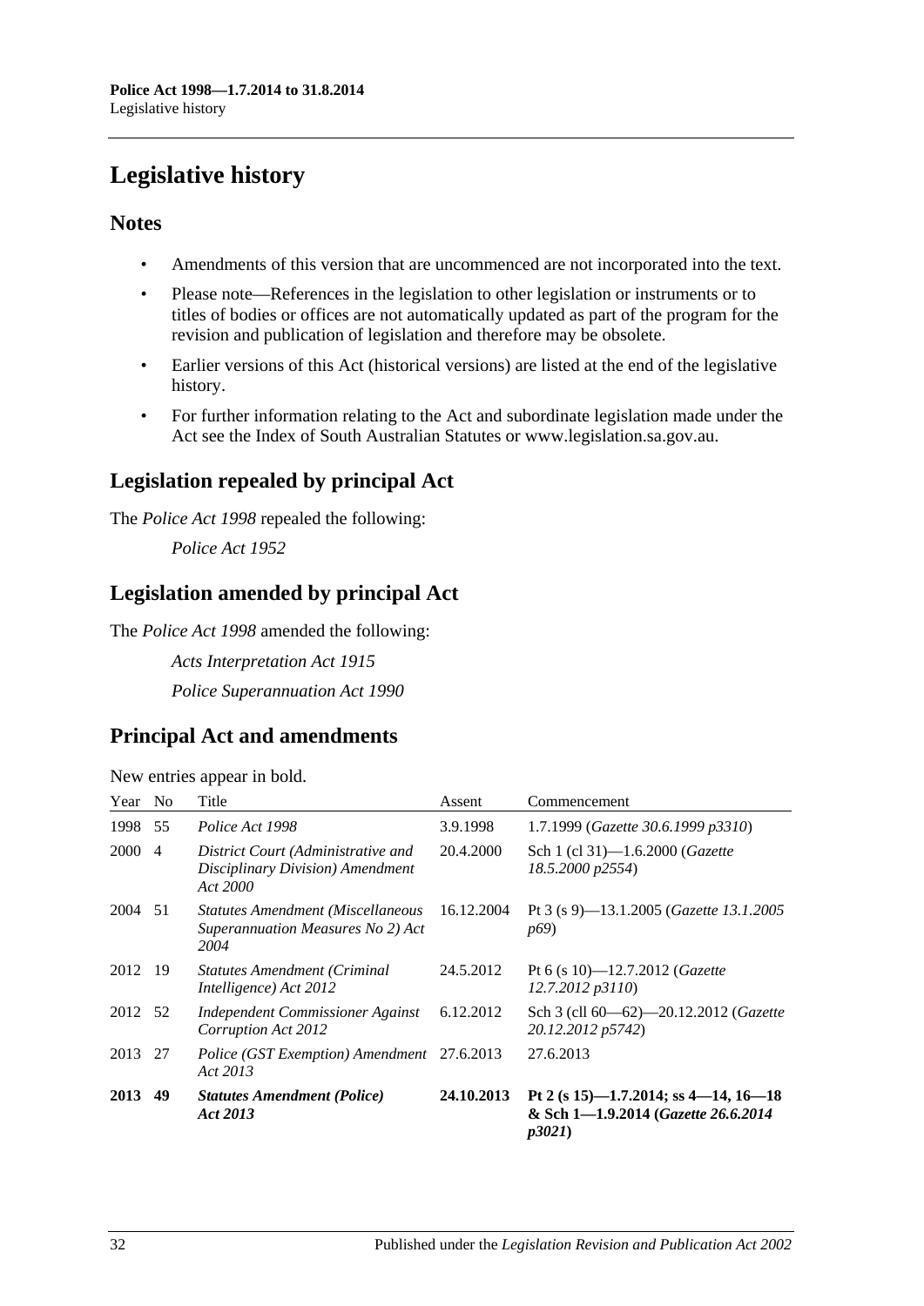# Legislative history

## Notes

- Amendments of this version that are uncommenced are not incorporated into the text.
- Please note—References in the legislation to other legislation or instruments or to titles of bodies or offices are not automatically updated as part of the program for the revision and publication of legislation and therefore may be obsolete.
- Earlier versions of this Act (historical versions) are listed at the end of the legislative history.
- For further information relating to the Act and subordinate legislation made under the Act see the Index of South Australian Statutes or www.legislation.sa.gov.au.

## Legislation repealed by principal Act

The *Police Act 1998* repealed the following:

*Police Act 1952*

## Legislation amended by principal Act

The *Police Act 1998* amended the following:

*Acts Interpretation Act 1915*

*Police Superannuation Act 1990*

## Principal Act and amendments

New entries appear in bold.

| Year | No | Title | Assent | Commencement |
|---|---|---|---|---|
| 1998 | 55 | *Police Act 1998* | 3.9.1998 | 1.7.1999 (*Gazette 30.6.1999 p3310*) |
| 2000 | 4 | *District Court (Administrative and Disciplinary Division) Amendment Act 2000* | 20.4.2000 | Sch 1 (cl 31)—1.6.2000 (*Gazette 18.5.2000 p2554*) |
| 2004 | 51 | *Statutes Amendment (Miscellaneous Superannuation Measures No 2) Act 2004* | 16.12.2004 | Pt 3 (s 9)—13.1.2005 (*Gazette 13.1.2005 p69*) |
| 2012 | 19 | *Statutes Amendment (Criminal Intelligence) Act 2012* | 24.5.2012 | Pt 6 (s 10)—12.7.2012 (*Gazette 12.7.2012 p3110*) |
| 2012 | 52 | *Independent Commissioner Against Corruption Act 2012* | 6.12.2012 | Sch 3 (cll 60—62)—20.12.2012 (*Gazette 20.12.2012 p5742*) |
| 2013 | 27 | *Police (GST Exemption) Amendment Act 2013* | 27.6.2013 | 27.6.2013 |
| **2013** | **49** | ***Statutes Amendment (Police) Act 2013*** | **24.10.2013** | **Pt 2 (s 15)—1.7.2014; ss 4—14, 16—18 & Sch 1—1.9.2014 (*Gazette 26.6.2014 p3021*)** |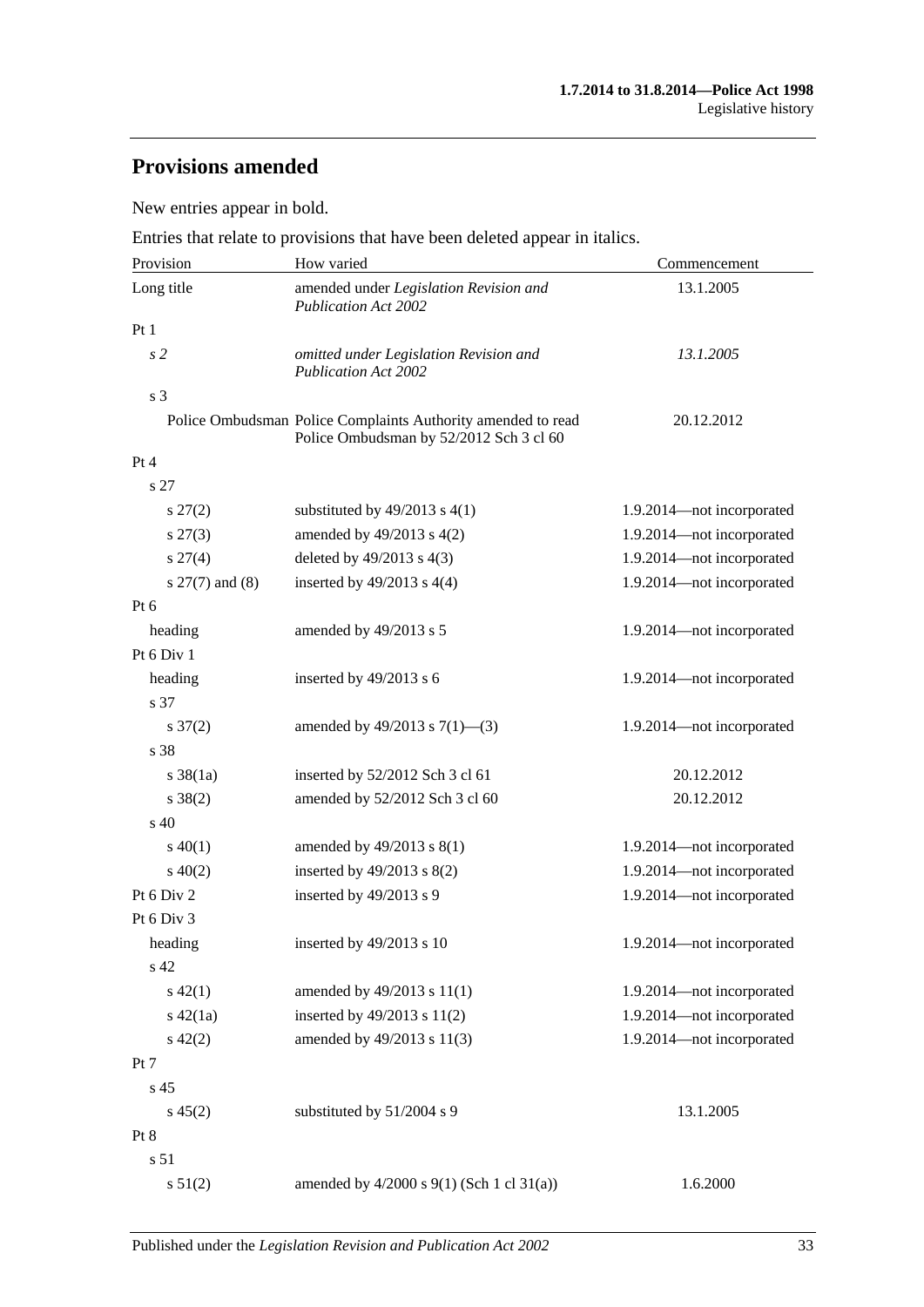## Provisions amended

New entries appear in bold.

Entries that relate to provisions that have been deleted appear in italics.

| Provision | How varied | Commencement |
|---|---|---|
| Long title | amended under *Legislation Revision and Publication Act 2002* | 13.1.2005 |
| Pt 1 | | |
| *s 2* | *omitted under Legislation Revision and Publication Act 2002* | *13.1.2005* |
| s 3 | | |
| Police Ombudsman | Police Complaints Authority amended to read Police Ombudsman by 52/2012 Sch 3 cl 60 | 20.12.2012 |
| Pt 4 | | |
| s 27 | | |
| s 27(2) | substituted by 49/2013 s 4(1) | 1.9.2014—not incorporated |
| s 27(3) | amended by 49/2013 s 4(2) | 1.9.2014—not incorporated |
| s 27(4) | deleted by 49/2013 s 4(3) | 1.9.2014—not incorporated |
| s 27(7) and (8) | inserted by 49/2013 s 4(4) | 1.9.2014—not incorporated |
| Pt 6 | | |
| heading | amended by 49/2013 s 5 | 1.9.2014—not incorporated |
| Pt 6 Div 1 | | |
| heading | inserted by 49/2013 s 6 | 1.9.2014—not incorporated |
| s 37 | | |
| s 37(2) | amended by 49/2013 s 7(1)—(3) | 1.9.2014—not incorporated |
| s 38 | | |
| s 38(1a) | inserted by 52/2012 Sch 3 cl 61 | 20.12.2012 |
| s 38(2) | amended by 52/2012 Sch 3 cl 60 | 20.12.2012 |
| s 40 | | |
| s 40(1) | amended by 49/2013 s 8(1) | 1.9.2014—not incorporated |
| s 40(2) | inserted by 49/2013 s 8(2) | 1.9.2014—not incorporated |
| Pt 6 Div 2 | inserted by 49/2013 s 9 | 1.9.2014—not incorporated |
| Pt 6 Div 3 | | |
| heading | inserted by 49/2013 s 10 | 1.9.2014—not incorporated |
| s 42 | | |
| s 42(1) | amended by 49/2013 s 11(1) | 1.9.2014—not incorporated |
| s 42(1a) | inserted by 49/2013 s 11(2) | 1.9.2014—not incorporated |
| s 42(2) | amended by 49/2013 s 11(3) | 1.9.2014—not incorporated |
| Pt 7 | | |
| s 45 | | |
| s 45(2) | substituted by 51/2004 s 9 | 13.1.2005 |
| Pt 8 | | |
| s 51 | | |
| s 51(2) | amended by 4/2000 s 9(1) (Sch 1 cl 31(a)) | 1.6.2000 |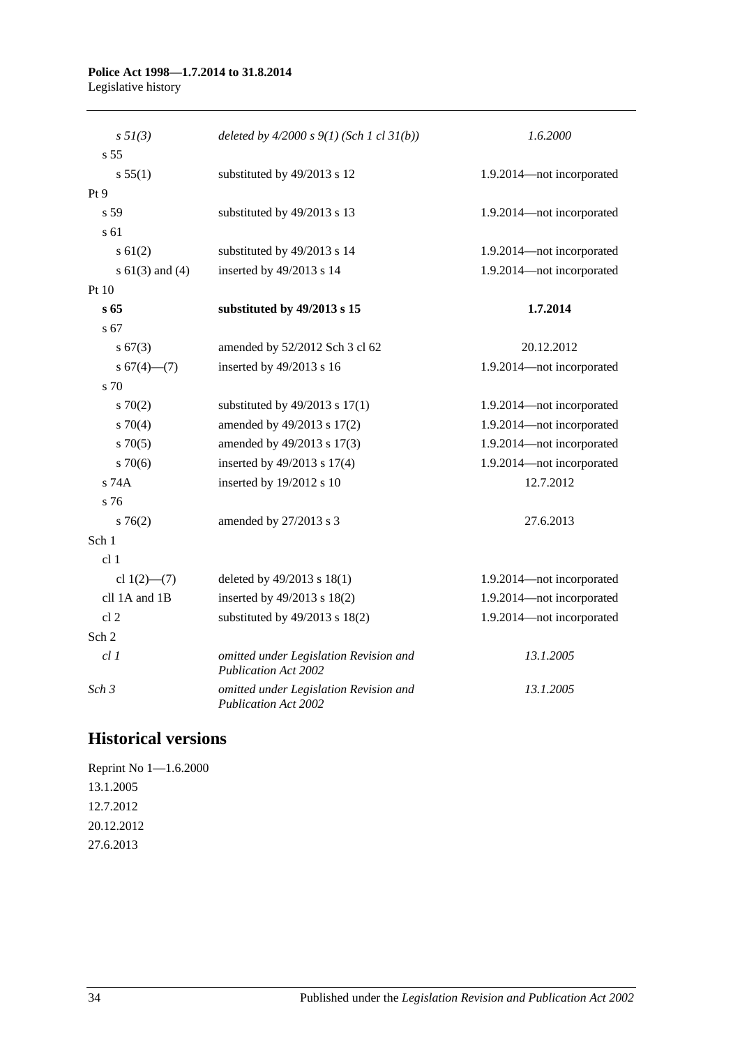| | | |
|---|---|---|
| *s 51(3)* | *deleted by 4/2000 s 9(1) (Sch 1 cl 31(b))* | *1.6.2000* |
| s 55 | | |
| s 55(1) | substituted by 49/2013 s 12 | 1.9.2014—not incorporated |
| Pt 9 | | |
| s 59 | substituted by 49/2013 s 13 | 1.9.2014—not incorporated |
| s 61 | | |
| s 61(2) | substituted by 49/2013 s 14 | 1.9.2014—not incorporated |
| s 61(3) and (4) | inserted by 49/2013 s 14 | 1.9.2014—not incorporated |
| Pt 10 | | |
| **s 65** | **substituted by 49/2013 s 15** | **1.7.2014** |
| s 67 | | |
| s 67(3) | amended by 52/2012 Sch 3 cl 62 | 20.12.2012 |
| s 67(4)—(7) | inserted by 49/2013 s 16 | 1.9.2014—not incorporated |
| s 70 | | |
| s 70(2) | substituted by 49/2013 s 17(1) | 1.9.2014—not incorporated |
| s 70(4) | amended by 49/2013 s 17(2) | 1.9.2014—not incorporated |
| s 70(5) | amended by 49/2013 s 17(3) | 1.9.2014—not incorporated |
| s 70(6) | inserted by 49/2013 s 17(4) | 1.9.2014—not incorporated |
| s 74A | inserted by 19/2012 s 10 | 12.7.2012 |
| s 76 | | |
| s 76(2) | amended by 27/2013 s 3 | 27.6.2013 |
| Sch 1 | | |
| cl 1 | | |
| cl 1(2)—(7) | deleted by 49/2013 s 18(1) | 1.9.2014—not incorporated |
| cll 1A and 1B | inserted by 49/2013 s 18(2) | 1.9.2014—not incorporated |
| cl 2 | substituted by 49/2013 s 18(2) | 1.9.2014—not incorporated |
| Sch 2 | | |
| *cl 1* | *omitted under Legislation Revision and Publication Act 2002* | *13.1.2005* |
| *Sch 3* | *omitted under Legislation Revision and Publication Act 2002* | *13.1.2005* |

## Historical versions

Reprint No 1—1.6.2000
13.1.2005
12.7.2012
20.12.2012
27.6.2013